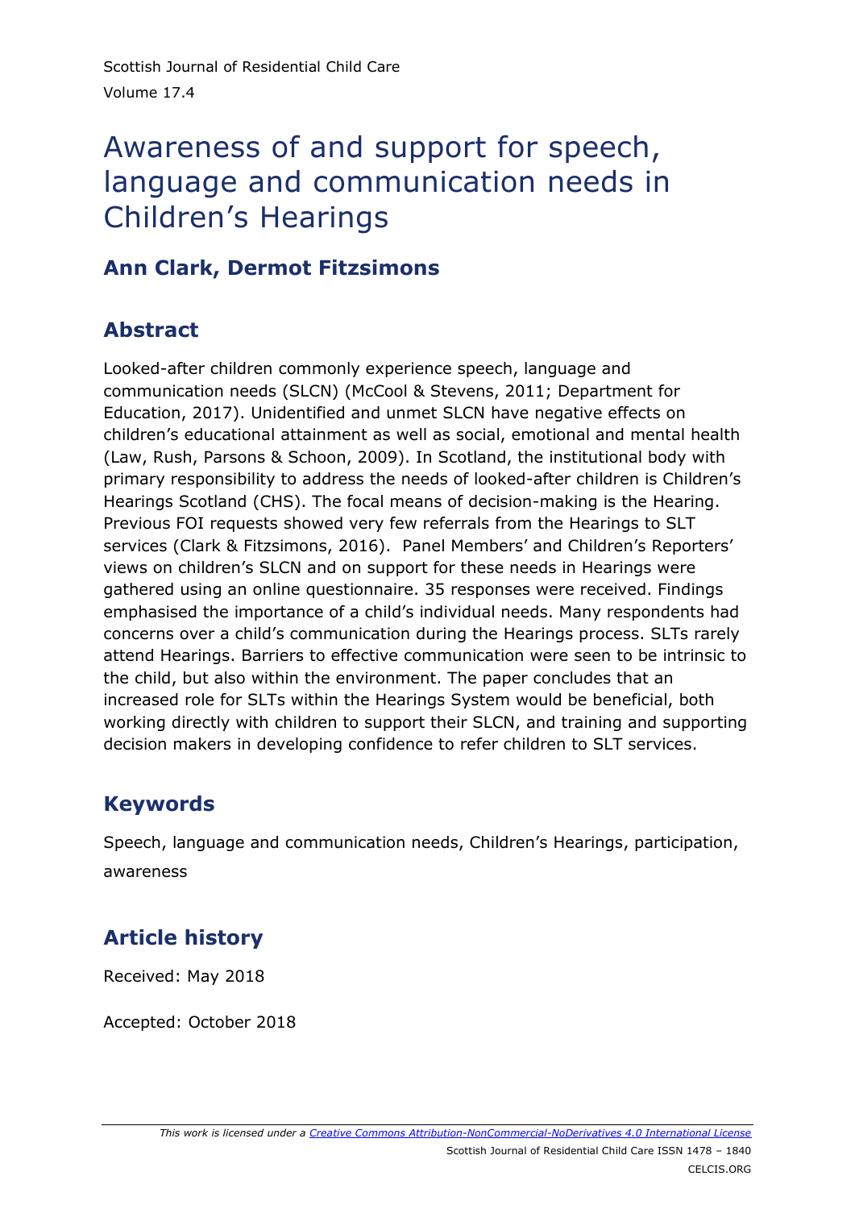# Awareness of and support for speech, language and communication needs in Children's Hearings

## Ann Clark, Dermot Fitzsimons

## Abstract

Looked-after children commonly experience speech, language and communication needs (SLCN) (McCool & Stevens, 2011; Department for Education, 2017). Unidentified and unmet SLCN have negative effects on children's educational attainment as well as social, emotional and mental health (Law, Rush, Parsons & Schoon, 2009). In Scotland, the institutional body with primary responsibility to address the needs of looked-after children is Children's Hearings Scotland (CHS). The focal means of decision-making is the Hearing. Previous FOI requests showed very few referrals from the Hearings to SLT services (Clark & Fitzsimons, 2016). Panel Members' and Children's Reporters' views on children's SLCN and on support for these needs in Hearings were gathered using an online questionnaire. 35 responses were received. Findings emphasised the importance of a child's individual needs. Many respondents had concerns over a child's communication during the Hearings process. SLTs rarely attend Hearings. Barriers to effective communication were seen to be intrinsic to the child, but also within the environment. The paper concludes that an increased role for SLTs within the Hearings System would be beneficial, both working directly with children to support their SLCN, and training and supporting decision makers in developing confidence to refer children to SLT services.

## Keywords

Speech, language and communication needs, Children's Hearings, participation, awareness

## Article history

Received: May 2018

Accepted: October 2018

*This work is licensed under a [Creative Commons Attribution-NonCommercial-NoDerivatives 4.0 International License](https://creativecommons.org/licenses/by-nc-nd/4.0/)*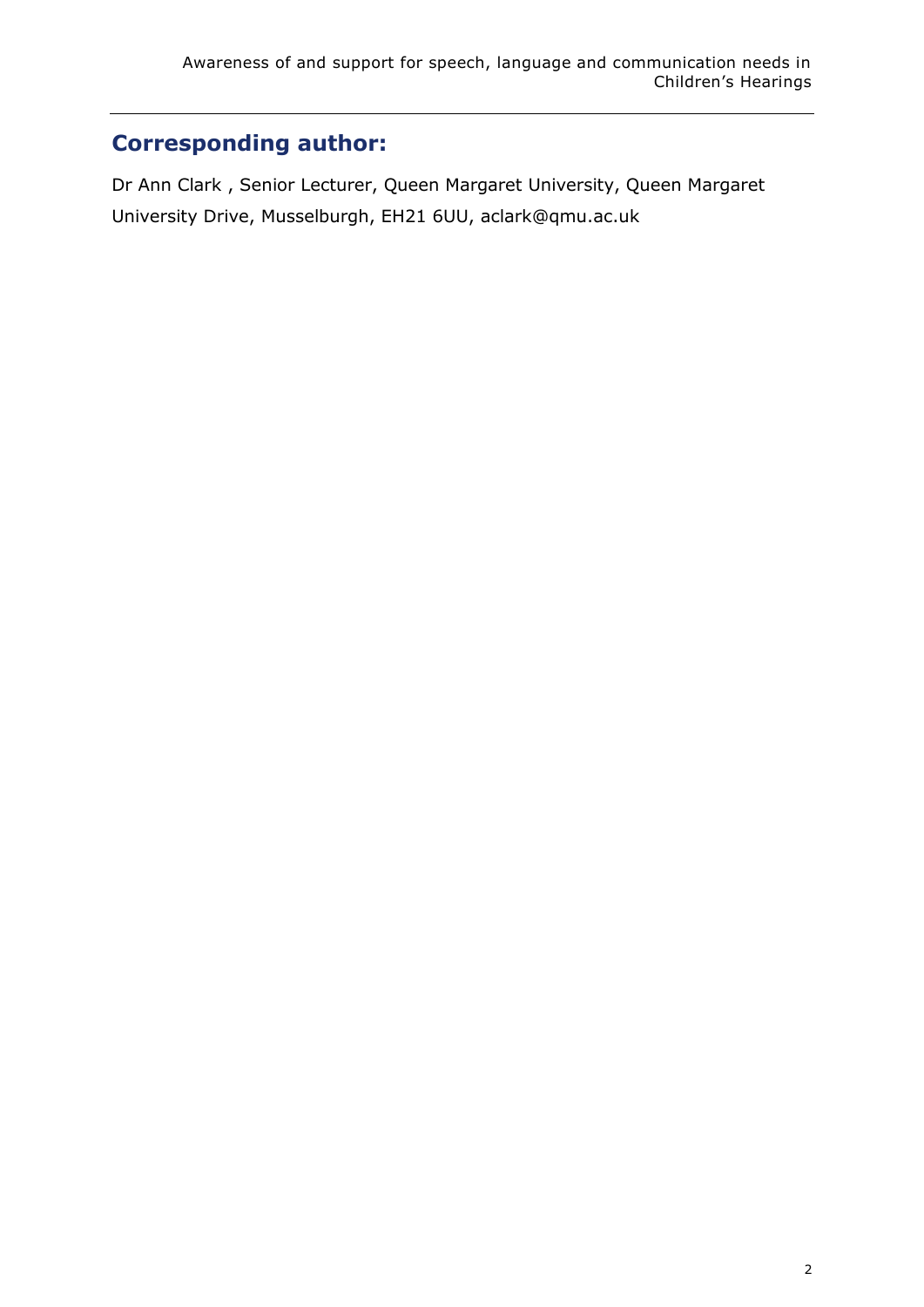## Corresponding author:

Dr Ann Clark , Senior Lecturer, Queen Margaret University, Queen Margaret University Drive, Musselburgh, EH21 6UU, aclark@qmu.ac.uk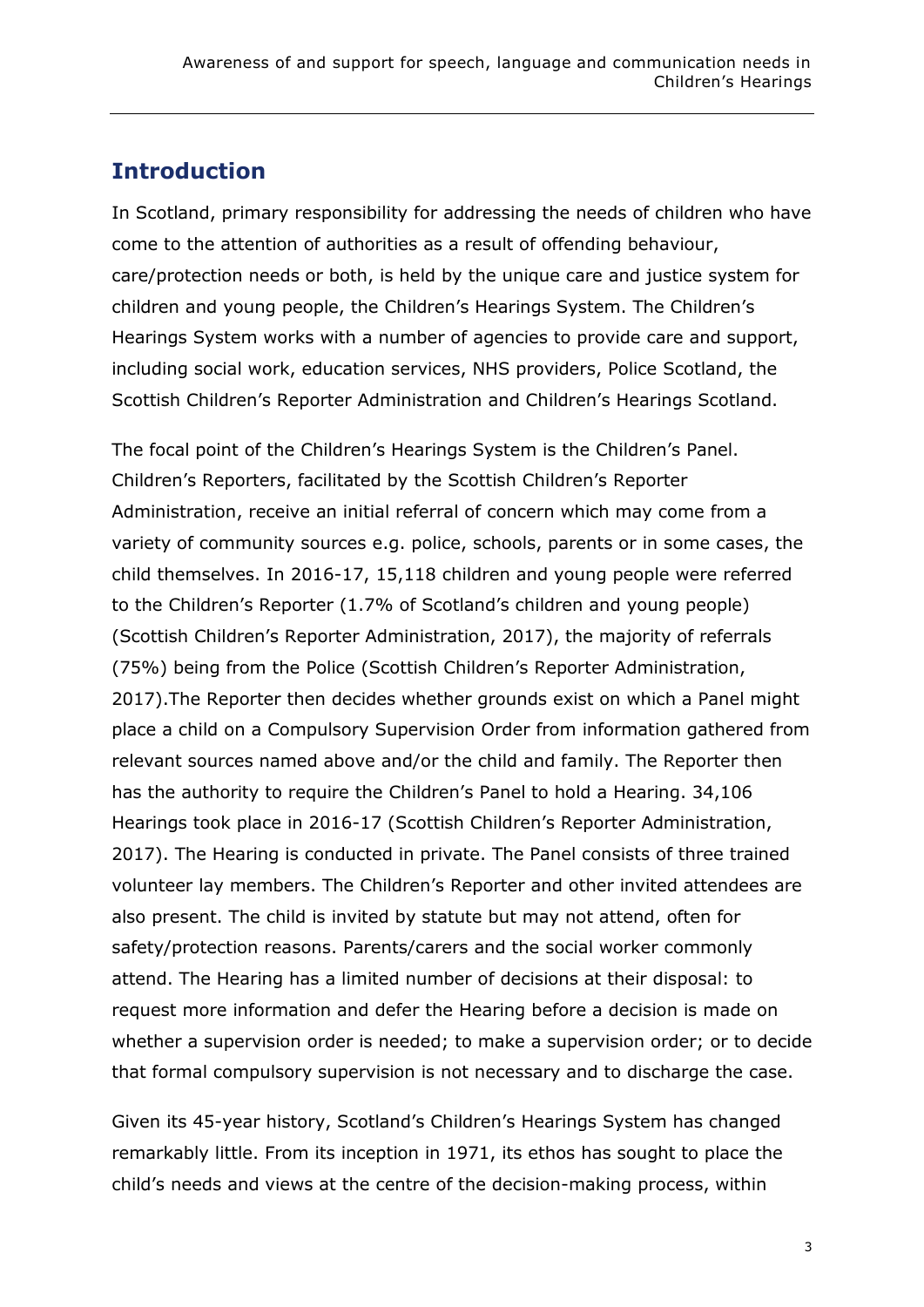## Introduction

In Scotland, primary responsibility for addressing the needs of children who have come to the attention of authorities as a result of offending behaviour, care/protection needs or both, is held by the unique care and justice system for children and young people, the Children's Hearings System. The Children's Hearings System works with a number of agencies to provide care and support, including social work, education services, NHS providers, Police Scotland, the Scottish Children's Reporter Administration and Children's Hearings Scotland.

The focal point of the Children's Hearings System is the Children's Panel. Children's Reporters, facilitated by the Scottish Children's Reporter Administration, receive an initial referral of concern which may come from a variety of community sources e.g. police, schools, parents or in some cases, the child themselves. In 2016-17, 15,118 children and young people were referred to the Children's Reporter (1.7% of Scotland's children and young people) (Scottish Children's Reporter Administration, 2017), the majority of referrals (75%) being from the Police (Scottish Children's Reporter Administration, 2017).The Reporter then decides whether grounds exist on which a Panel might place a child on a Compulsory Supervision Order from information gathered from relevant sources named above and/or the child and family. The Reporter then has the authority to require the Children's Panel to hold a Hearing. 34,106 Hearings took place in 2016-17 (Scottish Children's Reporter Administration, 2017). The Hearing is conducted in private. The Panel consists of three trained volunteer lay members. The Children's Reporter and other invited attendees are also present. The child is invited by statute but may not attend, often for safety/protection reasons. Parents/carers and the social worker commonly attend. The Hearing has a limited number of decisions at their disposal: to request more information and defer the Hearing before a decision is made on whether a supervision order is needed; to make a supervision order; or to decide that formal compulsory supervision is not necessary and to discharge the case.

Given its 45-year history, Scotland's Children's Hearings System has changed remarkably little. From its inception in 1971, its ethos has sought to place the child's needs and views at the centre of the decision-making process, within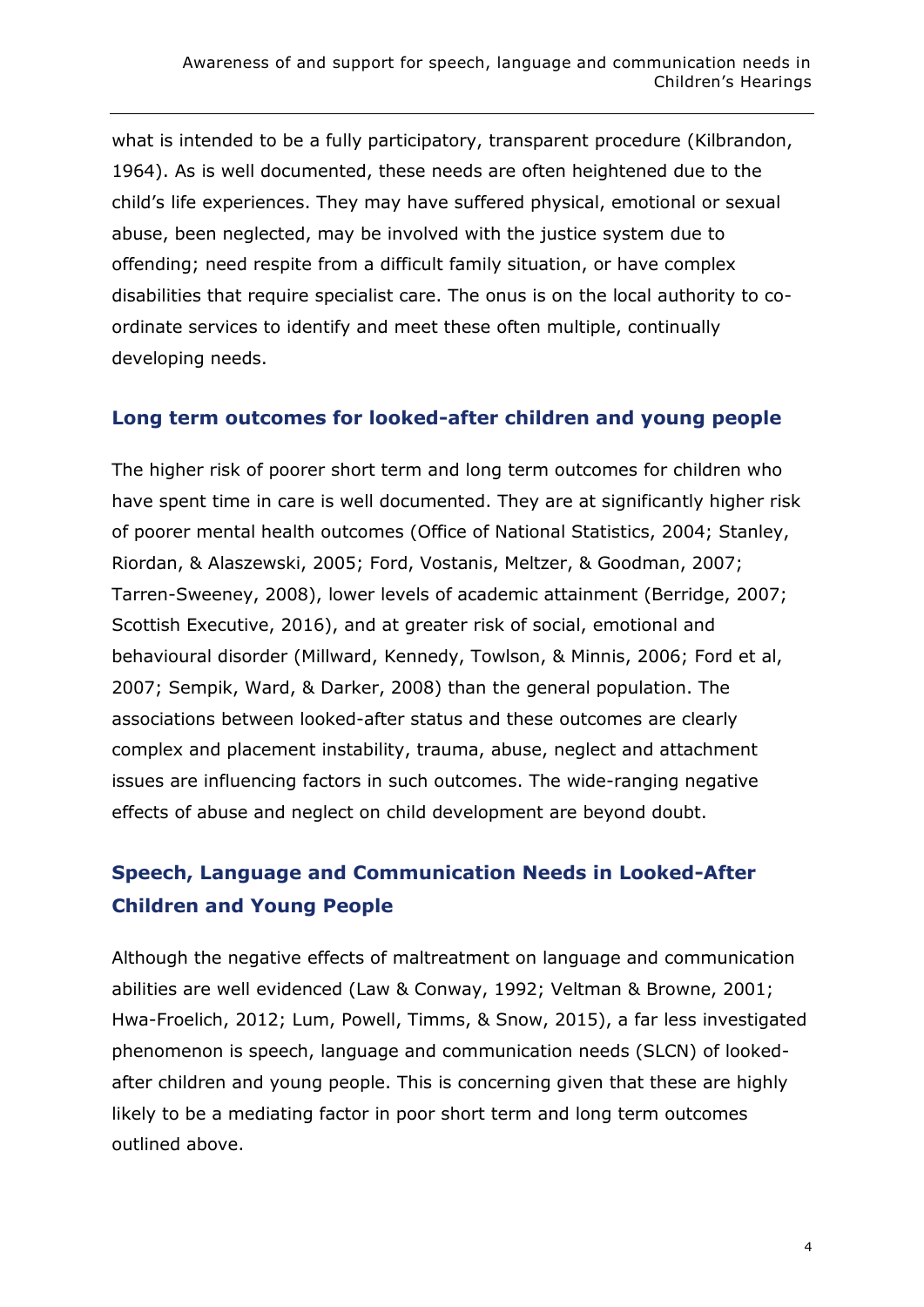what is intended to be a fully participatory, transparent procedure (Kilbrandon, 1964). As is well documented, these needs are often heightened due to the child's life experiences. They may have suffered physical, emotional or sexual abuse, been neglected, may be involved with the justice system due to offending; need respite from a difficult family situation, or have complex disabilities that require specialist care. The onus is on the local authority to co-ordinate services to identify and meet these often multiple, continually developing needs.

## Long term outcomes for looked-after children and young people

The higher risk of poorer short term and long term outcomes for children who have spent time in care is well documented. They are at significantly higher risk of poorer mental health outcomes (Office of National Statistics, 2004; Stanley, Riordan, & Alaszewski, 2005; Ford, Vostanis, Meltzer, & Goodman, 2007; Tarren-Sweeney, 2008), lower levels of academic attainment (Berridge, 2007; Scottish Executive, 2016), and at greater risk of social, emotional and behavioural disorder (Millward, Kennedy, Towlson, & Minnis, 2006; Ford et al, 2007; Sempik, Ward, & Darker, 2008) than the general population. The associations between looked-after status and these outcomes are clearly complex and placement instability, trauma, abuse, neglect and attachment issues are influencing factors in such outcomes. The wide-ranging negative effects of abuse and neglect on child development are beyond doubt.

## Speech, Language and Communication Needs in Looked-After Children and Young People

Although the negative effects of maltreatment on language and communication abilities are well evidenced (Law & Conway, 1992; Veltman & Browne, 2001; Hwa-Froelich, 2012; Lum, Powell, Timms, & Snow, 2015), a far less investigated phenomenon is speech, language and communication needs (SLCN) of looked-after children and young people. This is concerning given that these are highly likely to be a mediating factor in poor short term and long term outcomes outlined above.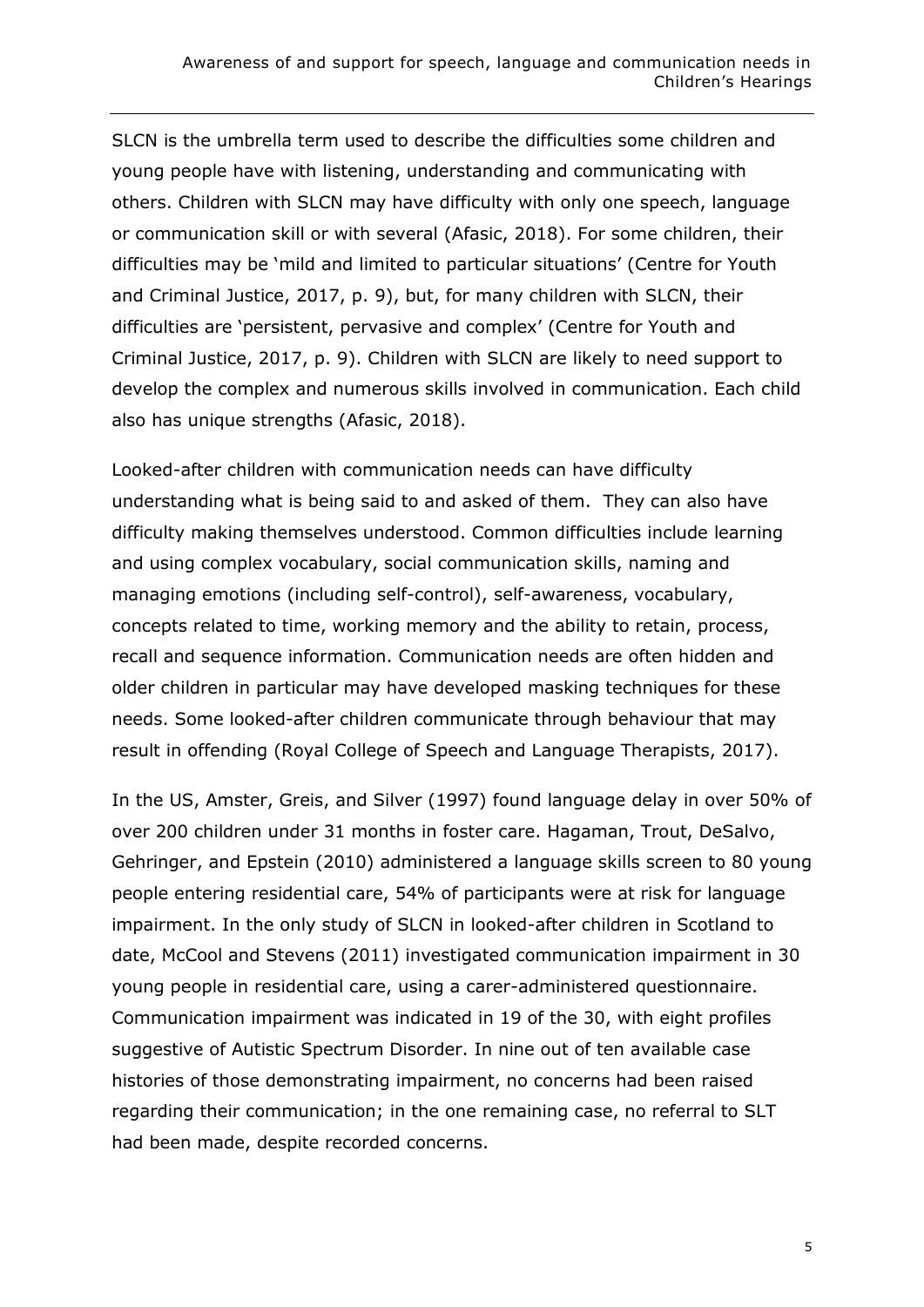SLCN is the umbrella term used to describe the difficulties some children and young people have with listening, understanding and communicating with others. Children with SLCN may have difficulty with only one speech, language or communication skill or with several (Afasic, 2018). For some children, their difficulties may be 'mild and limited to particular situations' (Centre for Youth and Criminal Justice, 2017, p. 9), but, for many children with SLCN, their difficulties are 'persistent, pervasive and complex' (Centre for Youth and Criminal Justice, 2017, p. 9). Children with SLCN are likely to need support to develop the complex and numerous skills involved in communication. Each child also has unique strengths (Afasic, 2018).

Looked-after children with communication needs can have difficulty understanding what is being said to and asked of them. They can also have difficulty making themselves understood. Common difficulties include learning and using complex vocabulary, social communication skills, naming and managing emotions (including self-control), self-awareness, vocabulary, concepts related to time, working memory and the ability to retain, process, recall and sequence information. Communication needs are often hidden and older children in particular may have developed masking techniques for these needs. Some looked-after children communicate through behaviour that may result in offending (Royal College of Speech and Language Therapists, 2017).

In the US, Amster, Greis, and Silver (1997) found language delay in over 50% of over 200 children under 31 months in foster care. Hagaman, Trout, DeSalvo, Gehringer, and Epstein (2010) administered a language skills screen to 80 young people entering residential care, 54% of participants were at risk for language impairment. In the only study of SLCN in looked-after children in Scotland to date, McCool and Stevens (2011) investigated communication impairment in 30 young people in residential care, using a carer-administered questionnaire. Communication impairment was indicated in 19 of the 30, with eight profiles suggestive of Autistic Spectrum Disorder. In nine out of ten available case histories of those demonstrating impairment, no concerns had been raised regarding their communication; in the one remaining case, no referral to SLT had been made, despite recorded concerns.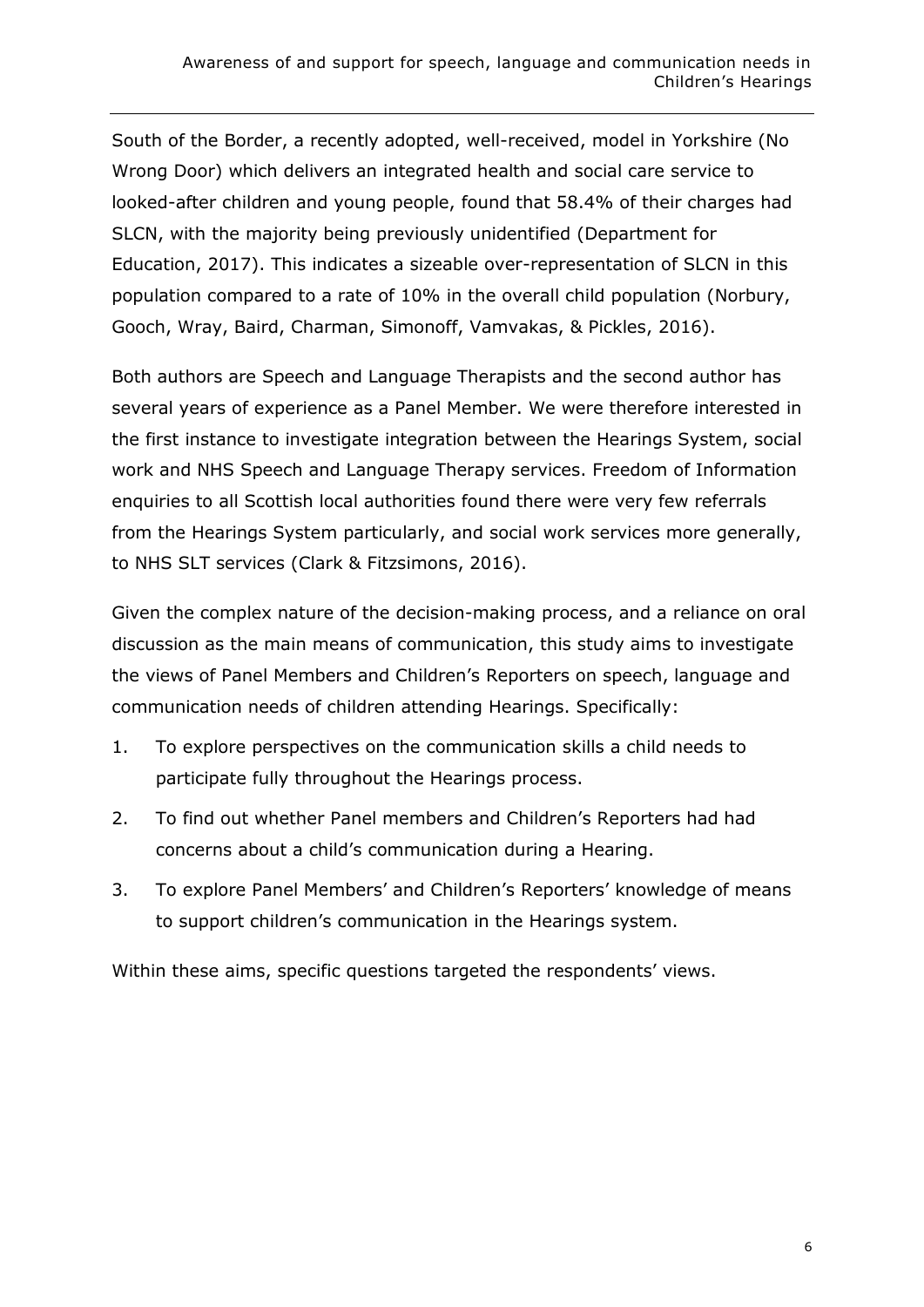South of the Border, a recently adopted, well-received, model in Yorkshire (No Wrong Door) which delivers an integrated health and social care service to looked-after children and young people, found that 58.4% of their charges had SLCN, with the majority being previously unidentified (Department for Education, 2017). This indicates a sizeable over-representation of SLCN in this population compared to a rate of 10% in the overall child population (Norbury, Gooch, Wray, Baird, Charman, Simonoff, Vamvakas, & Pickles, 2016).

Both authors are Speech and Language Therapists and the second author has several years of experience as a Panel Member. We were therefore interested in the first instance to investigate integration between the Hearings System, social work and NHS Speech and Language Therapy services. Freedom of Information enquiries to all Scottish local authorities found there were very few referrals from the Hearings System particularly, and social work services more generally, to NHS SLT services (Clark & Fitzsimons, 2016).

Given the complex nature of the decision-making process, and a reliance on oral discussion as the main means of communication, this study aims to investigate the views of Panel Members and Children's Reporters on speech, language and communication needs of children attending Hearings. Specifically:

1. To explore perspectives on the communication skills a child needs to participate fully throughout the Hearings process.
2. To find out whether Panel members and Children's Reporters had had concerns about a child's communication during a Hearing.
3. To explore Panel Members' and Children's Reporters' knowledge of means to support children's communication in the Hearings system.

Within these aims, specific questions targeted the respondents' views.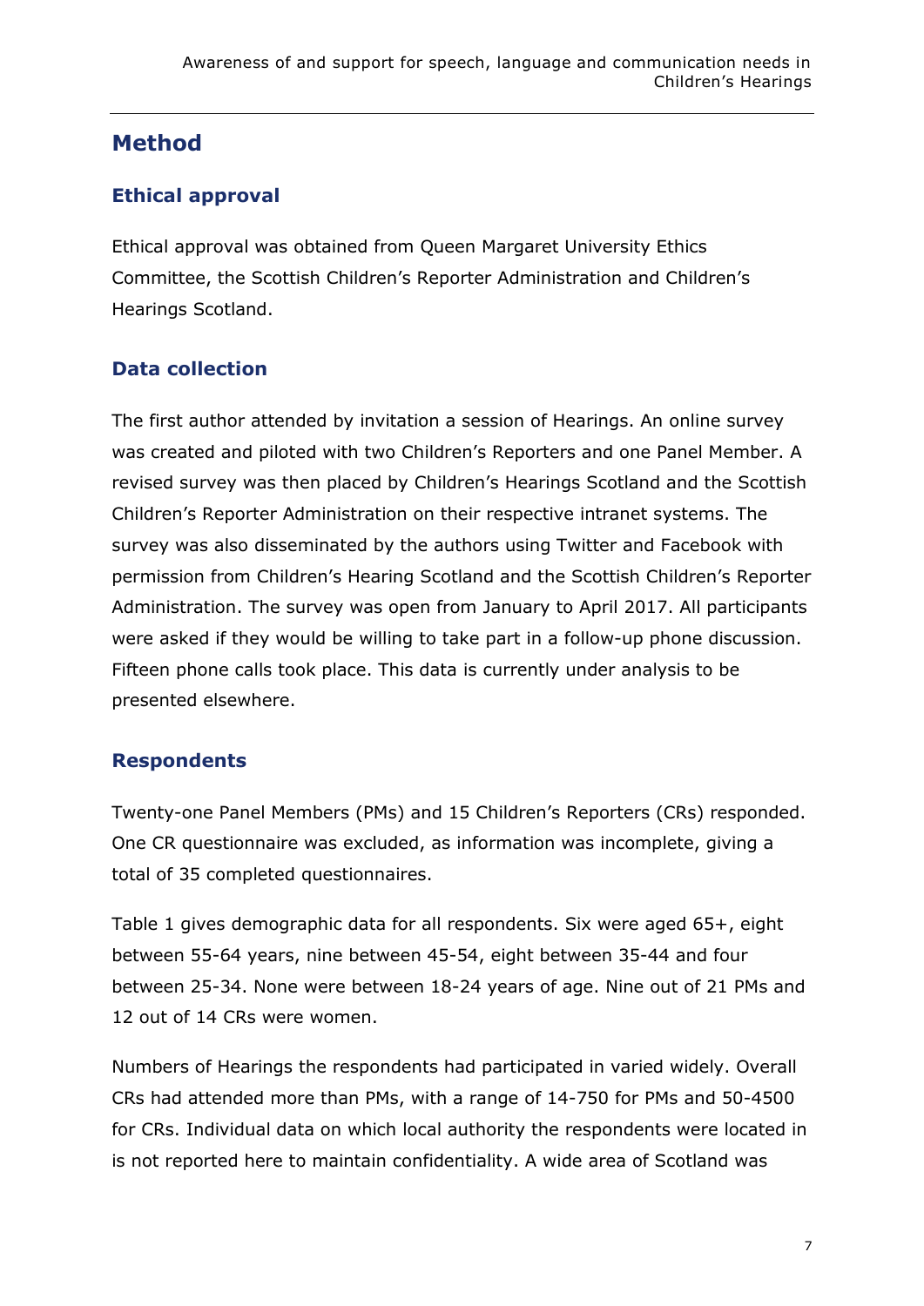## Method

### Ethical approval

Ethical approval was obtained from Queen Margaret University Ethics Committee, the Scottish Children's Reporter Administration and Children's Hearings Scotland.

### Data collection

The first author attended by invitation a session of Hearings. An online survey was created and piloted with two Children's Reporters and one Panel Member. A revised survey was then placed by Children's Hearings Scotland and the Scottish Children's Reporter Administration on their respective intranet systems. The survey was also disseminated by the authors using Twitter and Facebook with permission from Children's Hearing Scotland and the Scottish Children's Reporter Administration. The survey was open from January to April 2017. All participants were asked if they would be willing to take part in a follow-up phone discussion. Fifteen phone calls took place. This data is currently under analysis to be presented elsewhere.

### Respondents

Twenty-one Panel Members (PMs) and 15 Children's Reporters (CRs) responded. One CR questionnaire was excluded, as information was incomplete, giving a total of 35 completed questionnaires.

Table 1 gives demographic data for all respondents. Six were aged 65+, eight between 55-64 years, nine between 45-54, eight between 35-44 and four between 25-34. None were between 18-24 years of age. Nine out of 21 PMs and 12 out of 14 CRs were women.

Numbers of Hearings the respondents had participated in varied widely. Overall CRs had attended more than PMs, with a range of 14-750 for PMs and 50-4500 for CRs. Individual data on which local authority the respondents were located in is not reported here to maintain confidentiality. A wide area of Scotland was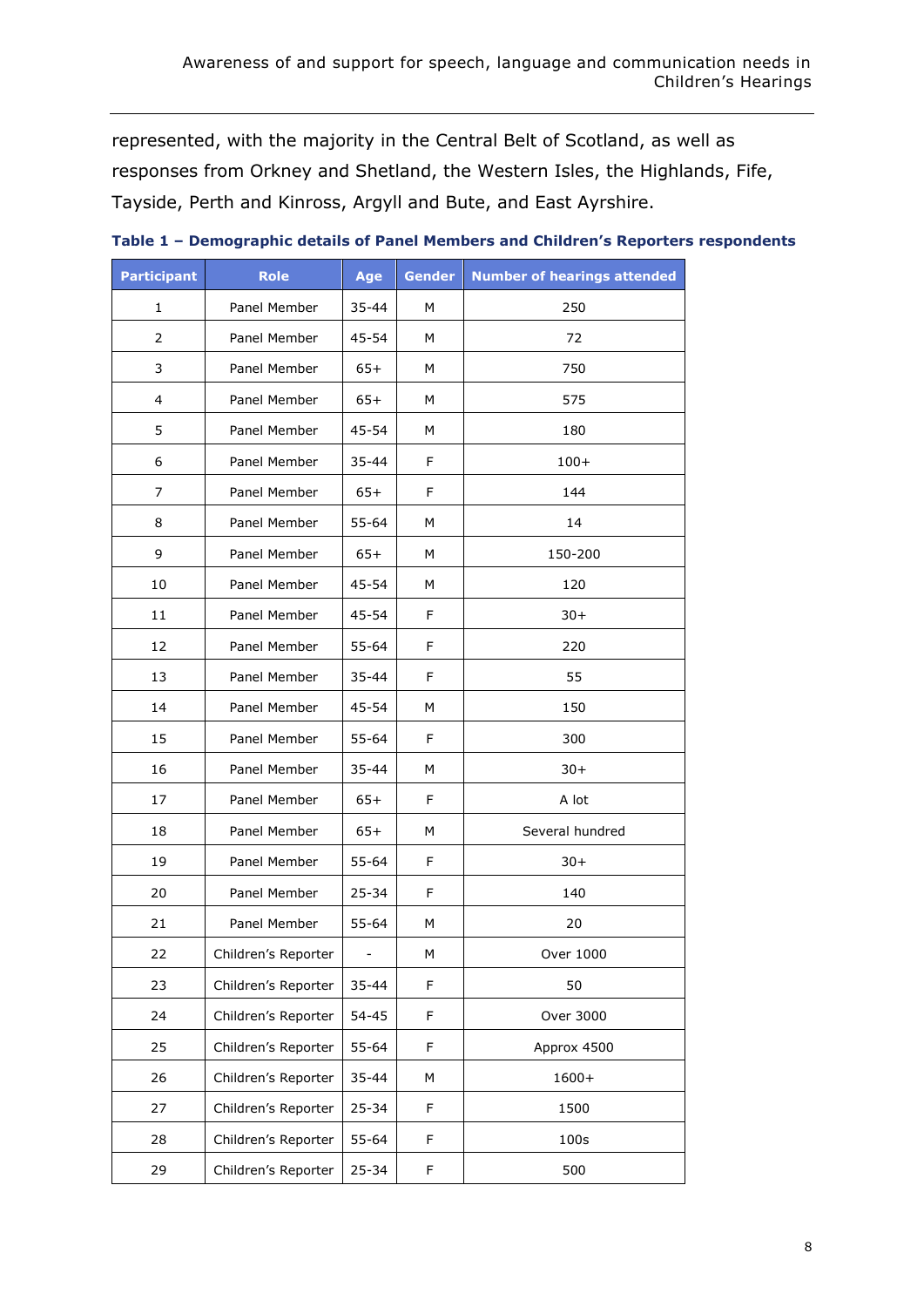represented, with the majority in the Central Belt of Scotland, as well as responses from Orkney and Shetland, the Western Isles, the Highlands, Fife, Tayside, Perth and Kinross, Argyll and Bute, and East Ayrshire.

**Table 1 – Demographic details of Panel Members and Children's Reporters respondents**

| Participant | Role | Age | Gender | Number of hearings attended |
|---|---|---|---|---|
| 1 | Panel Member | 35-44 | M | 250 |
| 2 | Panel Member | 45-54 | M | 72 |
| 3 | Panel Member | 65+ | M | 750 |
| 4 | Panel Member | 65+ | M | 575 |
| 5 | Panel Member | 45-54 | M | 180 |
| 6 | Panel Member | 35-44 | F | 100+ |
| 7 | Panel Member | 65+ | F | 144 |
| 8 | Panel Member | 55-64 | M | 14 |
| 9 | Panel Member | 65+ | M | 150-200 |
| 10 | Panel Member | 45-54 | M | 120 |
| 11 | Panel Member | 45-54 | F | 30+ |
| 12 | Panel Member | 55-64 | F | 220 |
| 13 | Panel Member | 35-44 | F | 55 |
| 14 | Panel Member | 45-54 | M | 150 |
| 15 | Panel Member | 55-64 | F | 300 |
| 16 | Panel Member | 35-44 | M | 30+ |
| 17 | Panel Member | 65+ | F | A lot |
| 18 | Panel Member | 65+ | M | Several hundred |
| 19 | Panel Member | 55-64 | F | 30+ |
| 20 | Panel Member | 25-34 | F | 140 |
| 21 | Panel Member | 55-64 | M | 20 |
| 22 | Children's Reporter | - | M | Over 1000 |
| 23 | Children's Reporter | 35-44 | F | 50 |
| 24 | Children's Reporter | 54-45 | F | Over 3000 |
| 25 | Children's Reporter | 55-64 | F | Approx 4500 |
| 26 | Children's Reporter | 35-44 | M | 1600+ |
| 27 | Children's Reporter | 25-34 | F | 1500 |
| 28 | Children's Reporter | 55-64 | F | 100s |
| 29 | Children's Reporter | 25-34 | F | 500 |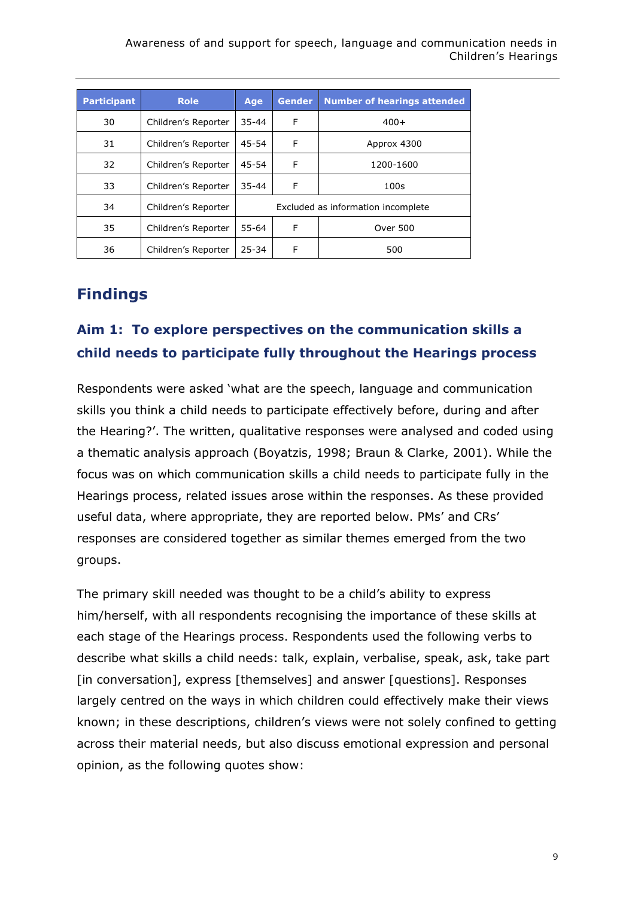| Participant | Role | Age | Gender | Number of hearings attended |
| --- | --- | --- | --- | --- |
| 30 | Children's Reporter | 35-44 | F | 400+ |
| 31 | Children's Reporter | 45-54 | F | Approx 4300 |
| 32 | Children's Reporter | 45-54 | F | 1200-1600 |
| 33 | Children's Reporter | 35-44 | F | 100s |
| 34 | Children's Reporter | Excluded as information incomplete | | |
| 35 | Children's Reporter | 55-64 | F | Over 500 |
| 36 | Children's Reporter | 25-34 | F | 500 |

# Findings

## Aim 1: To explore perspectives on the communication skills a child needs to participate fully throughout the Hearings process

Respondents were asked 'what are the speech, language and communication skills you think a child needs to participate effectively before, during and after the Hearing?'. The written, qualitative responses were analysed and coded using a thematic analysis approach (Boyatzis, 1998; Braun & Clarke, 2001). While the focus was on which communication skills a child needs to participate fully in the Hearings process, related issues arose within the responses. As these provided useful data, where appropriate, they are reported below. PMs' and CRs' responses are considered together as similar themes emerged from the two groups.

The primary skill needed was thought to be a child's ability to express him/herself, with all respondents recognising the importance of these skills at each stage of the Hearings process. Respondents used the following verbs to describe what skills a child needs: talk, explain, verbalise, speak, ask, take part [in conversation], express [themselves] and answer [questions]. Responses largely centred on the ways in which children could effectively make their views known; in these descriptions, children's views were not solely confined to getting across their material needs, but also discuss emotional expression and personal opinion, as the following quotes show: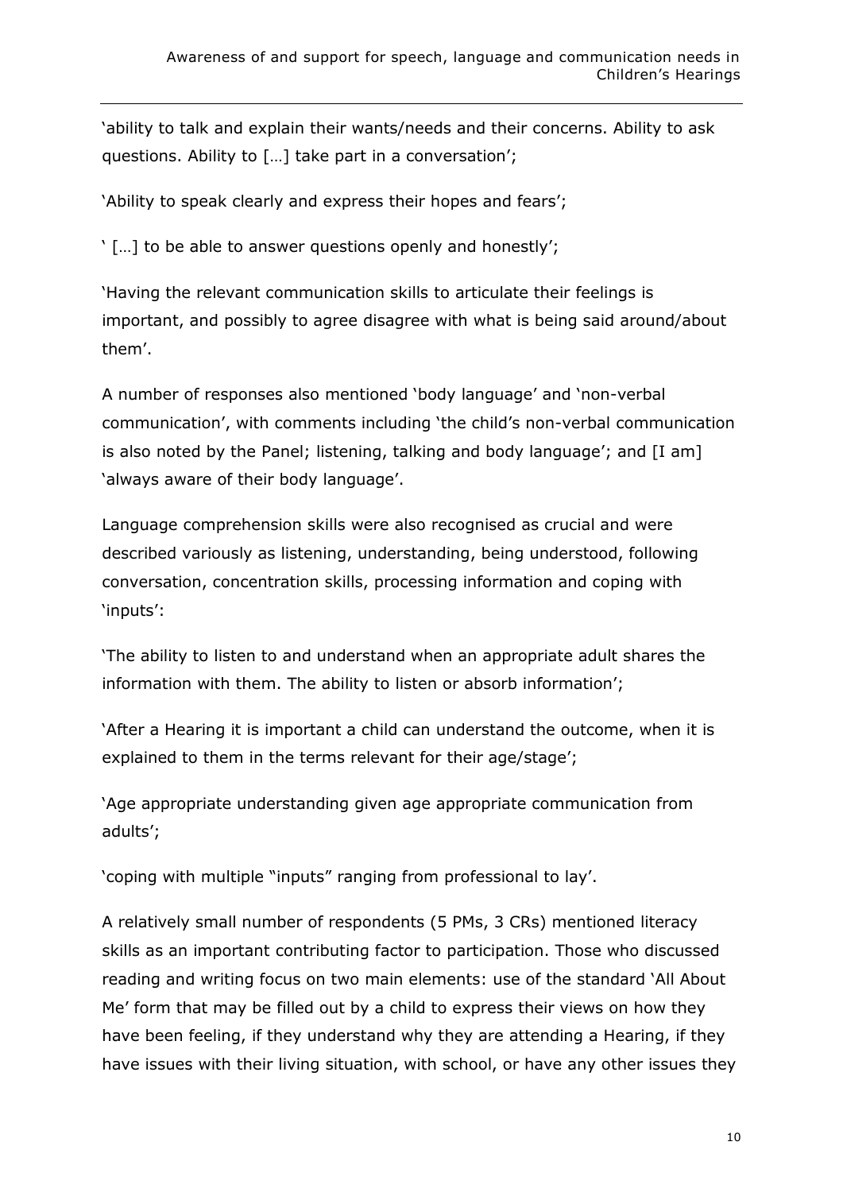'ability to talk and explain their wants/needs and their concerns. Ability to ask questions. Ability to […] take part in a conversation';

'Ability to speak clearly and express their hopes and fears';

' […] to be able to answer questions openly and honestly';

'Having the relevant communication skills to articulate their feelings is important, and possibly to agree disagree with what is being said around/about them'.

A number of responses also mentioned 'body language' and 'non-verbal communication', with comments including 'the child's non-verbal communication is also noted by the Panel; listening, talking and body language'; and [I am] 'always aware of their body language'.

Language comprehension skills were also recognised as crucial and were described variously as listening, understanding, being understood, following conversation, concentration skills, processing information and coping with 'inputs':

'The ability to listen to and understand when an appropriate adult shares the information with them. The ability to listen or absorb information';

'After a Hearing it is important a child can understand the outcome, when it is explained to them in the terms relevant for their age/stage';

'Age appropriate understanding given age appropriate communication from adults';

'coping with multiple "inputs" ranging from professional to lay'.

A relatively small number of respondents (5 PMs, 3 CRs) mentioned literacy skills as an important contributing factor to participation. Those who discussed reading and writing focus on two main elements: use of the standard 'All About Me' form that may be filled out by a child to express their views on how they have been feeling, if they understand why they are attending a Hearing, if they have issues with their living situation, with school, or have any other issues they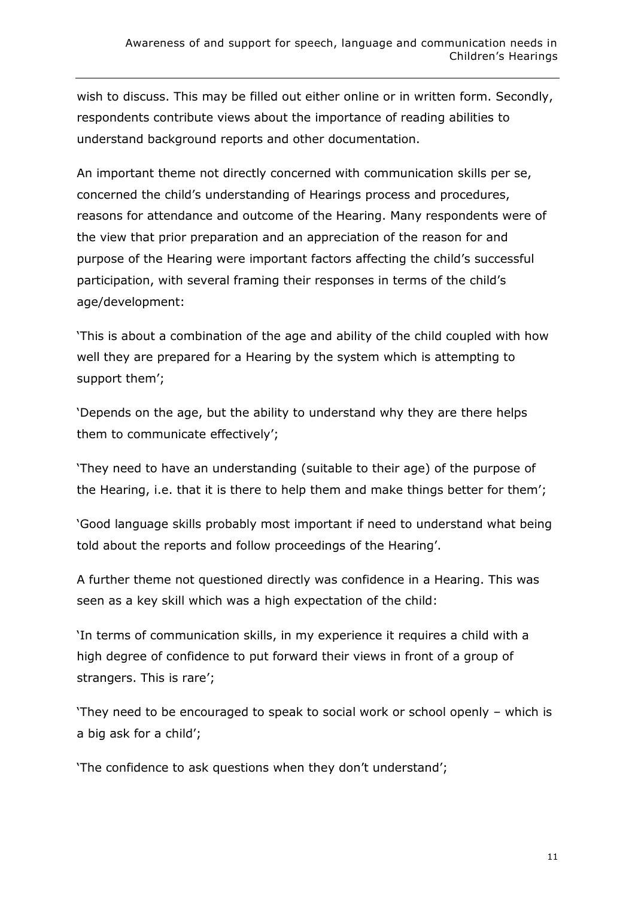wish to discuss. This may be filled out either online or in written form. Secondly, respondents contribute views about the importance of reading abilities to understand background reports and other documentation.

An important theme not directly concerned with communication skills per se, concerned the child's understanding of Hearings process and procedures, reasons for attendance and outcome of the Hearing. Many respondents were of the view that prior preparation and an appreciation of the reason for and purpose of the Hearing were important factors affecting the child's successful participation, with several framing their responses in terms of the child's age/development:

'This is about a combination of the age and ability of the child coupled with how well they are prepared for a Hearing by the system which is attempting to support them';

'Depends on the age, but the ability to understand why they are there helps them to communicate effectively';

'They need to have an understanding (suitable to their age) of the purpose of the Hearing, i.e. that it is there to help them and make things better for them';

'Good language skills probably most important if need to understand what being told about the reports and follow proceedings of the Hearing'.

A further theme not questioned directly was confidence in a Hearing. This was seen as a key skill which was a high expectation of the child:

'In terms of communication skills, in my experience it requires a child with a high degree of confidence to put forward their views in front of a group of strangers. This is rare';

'They need to be encouraged to speak to social work or school openly – which is a big ask for a child';

'The confidence to ask questions when they don't understand';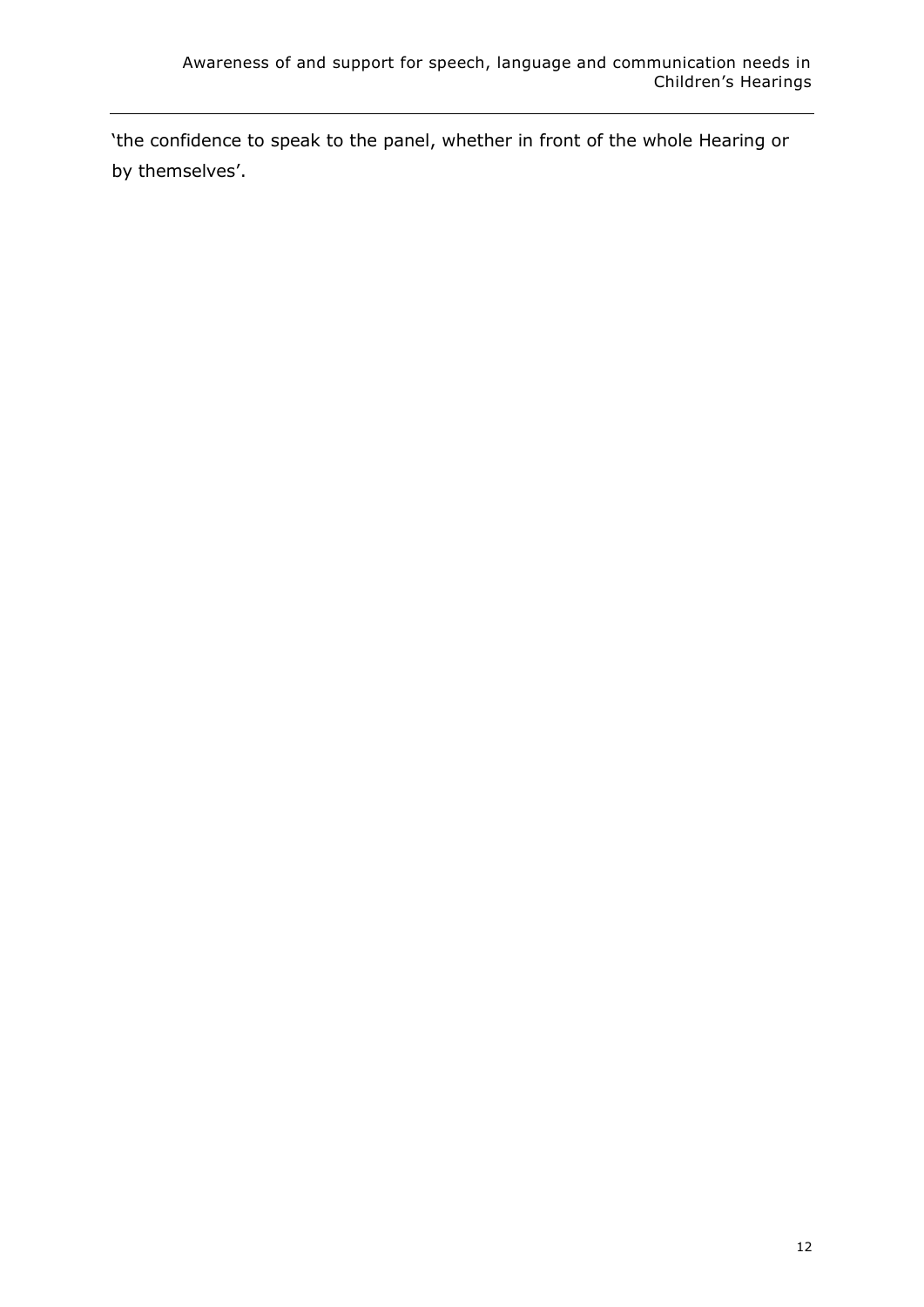'the confidence to speak to the panel, whether in front of the whole Hearing or by themselves'.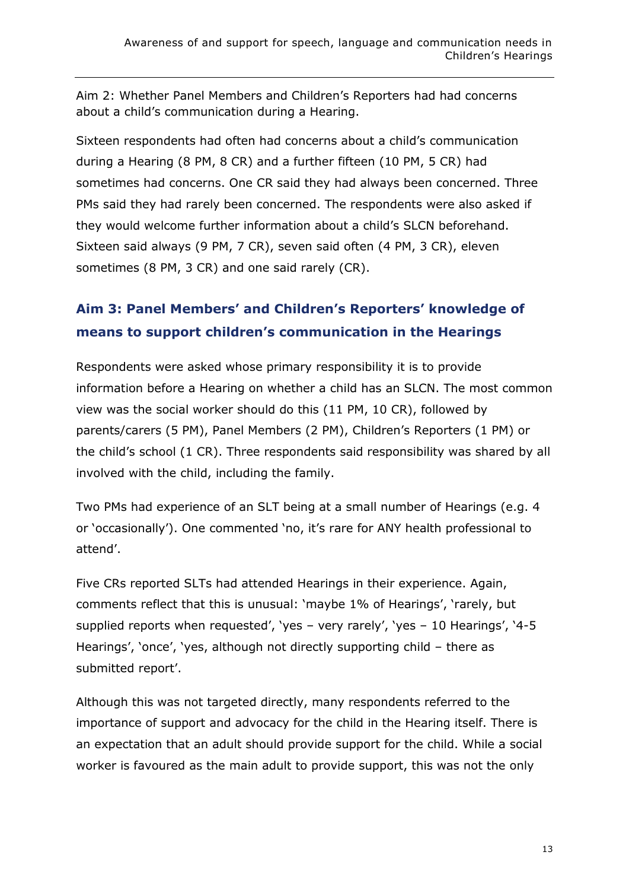Aim 2: Whether Panel Members and Children's Reporters had had concerns about a child's communication during a Hearing.

Sixteen respondents had often had concerns about a child's communication during a Hearing (8 PM, 8 CR) and a further fifteen (10 PM, 5 CR) had sometimes had concerns. One CR said they had always been concerned. Three PMs said they had rarely been concerned. The respondents were also asked if they would welcome further information about a child's SLCN beforehand. Sixteen said always (9 PM, 7 CR), seven said often (4 PM, 3 CR), eleven sometimes (8 PM, 3 CR) and one said rarely (CR).

## Aim 3: Panel Members' and Children's Reporters' knowledge of means to support children's communication in the Hearings

Respondents were asked whose primary responsibility it is to provide information before a Hearing on whether a child has an SLCN. The most common view was the social worker should do this (11 PM, 10 CR), followed by parents/carers (5 PM), Panel Members (2 PM), Children's Reporters (1 PM) or the child's school (1 CR). Three respondents said responsibility was shared by all involved with the child, including the family.

Two PMs had experience of an SLT being at a small number of Hearings (e.g. 4 or 'occasionally'). One commented 'no, it's rare for ANY health professional to attend'.

Five CRs reported SLTs had attended Hearings in their experience. Again, comments reflect that this is unusual: 'maybe 1% of Hearings', 'rarely, but supplied reports when requested', 'yes – very rarely', 'yes – 10 Hearings', '4-5 Hearings', 'once', 'yes, although not directly supporting child – there as submitted report'.

Although this was not targeted directly, many respondents referred to the importance of support and advocacy for the child in the Hearing itself. There is an expectation that an adult should provide support for the child. While a social worker is favoured as the main adult to provide support, this was not the only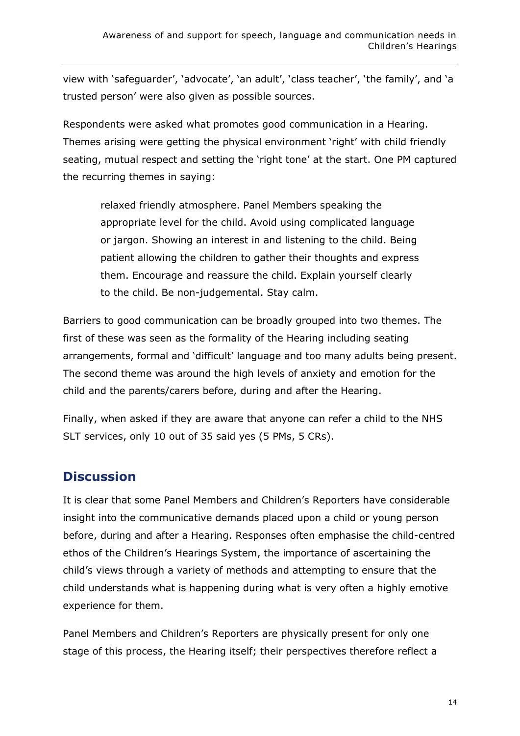view with ‘safeguarder’, ‘advocate’, ‘an adult’, ‘class teacher’, ‘the family’, and ‘a trusted person’ were also given as possible sources.

Respondents were asked what promotes good communication in a Hearing. Themes arising were getting the physical environment ‘right’ with child friendly seating, mutual respect and setting the ‘right tone’ at the start. One PM captured the recurring themes in saying:

> relaxed friendly atmosphere. Panel Members speaking the appropriate level for the child. Avoid using complicated language or jargon. Showing an interest in and listening to the child. Being patient allowing the children to gather their thoughts and express them. Encourage and reassure the child. Explain yourself clearly to the child. Be non-judgemental. Stay calm.

Barriers to good communication can be broadly grouped into two themes. The first of these was seen as the formality of the Hearing including seating arrangements, formal and ‘difficult’ language and too many adults being present. The second theme was around the high levels of anxiety and emotion for the child and the parents/carers before, during and after the Hearing.

Finally, when asked if they are aware that anyone can refer a child to the NHS SLT services, only 10 out of 35 said yes (5 PMs, 5 CRs).

## Discussion

It is clear that some Panel Members and Children’s Reporters have considerable insight into the communicative demands placed upon a child or young person before, during and after a Hearing. Responses often emphasise the child-centred ethos of the Children’s Hearings System, the importance of ascertaining the child’s views through a variety of methods and attempting to ensure that the child understands what is happening during what is very often a highly emotive experience for them.

Panel Members and Children’s Reporters are physically present for only one stage of this process, the Hearing itself; their perspectives therefore reflect a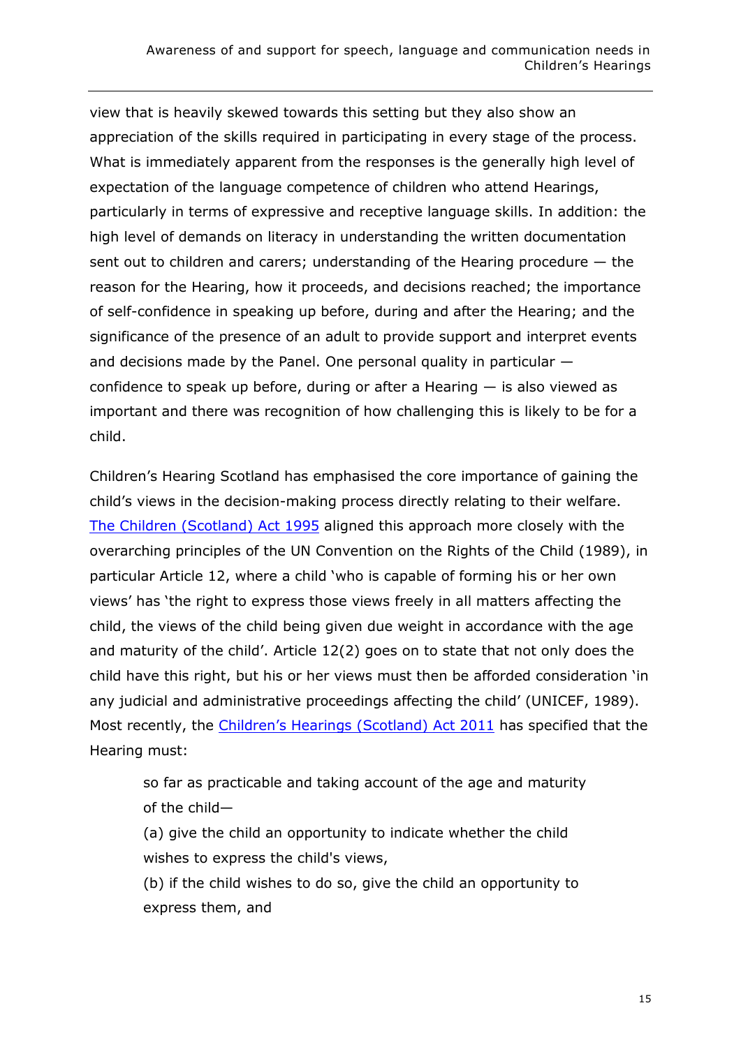view that is heavily skewed towards this setting but they also show an appreciation of the skills required in participating in every stage of the process. What is immediately apparent from the responses is the generally high level of expectation of the language competence of children who attend Hearings, particularly in terms of expressive and receptive language skills. In addition: the high level of demands on literacy in understanding the written documentation sent out to children and carers; understanding of the Hearing procedure — the reason for the Hearing, how it proceeds, and decisions reached; the importance of self-confidence in speaking up before, during and after the Hearing; and the significance of the presence of an adult to provide support and interpret events and decisions made by the Panel. One personal quality in particular — confidence to speak up before, during or after a Hearing — is also viewed as important and there was recognition of how challenging this is likely to be for a child.

Children's Hearing Scotland has emphasised the core importance of gaining the child's views in the decision-making process directly relating to their welfare. [The Children (Scotland) Act 1995] aligned this approach more closely with the overarching principles of the UN Convention on the Rights of the Child (1989), in particular Article 12, where a child 'who is capable of forming his or her own views' has 'the right to express those views freely in all matters affecting the child, the views of the child being given due weight in accordance with the age and maturity of the child'. Article 12(2) goes on to state that not only does the child have this right, but his or her views must then be afforded consideration 'in any judicial and administrative proceedings affecting the child' (UNICEF, 1989). Most recently, the [Children's Hearings (Scotland) Act 2011] has specified that the Hearing must:

> so far as practicable and taking account of the age and maturity of the child—
>
> (a) give the child an opportunity to indicate whether the child wishes to express the child's views,
>
> (b) if the child wishes to do so, give the child an opportunity to express them, and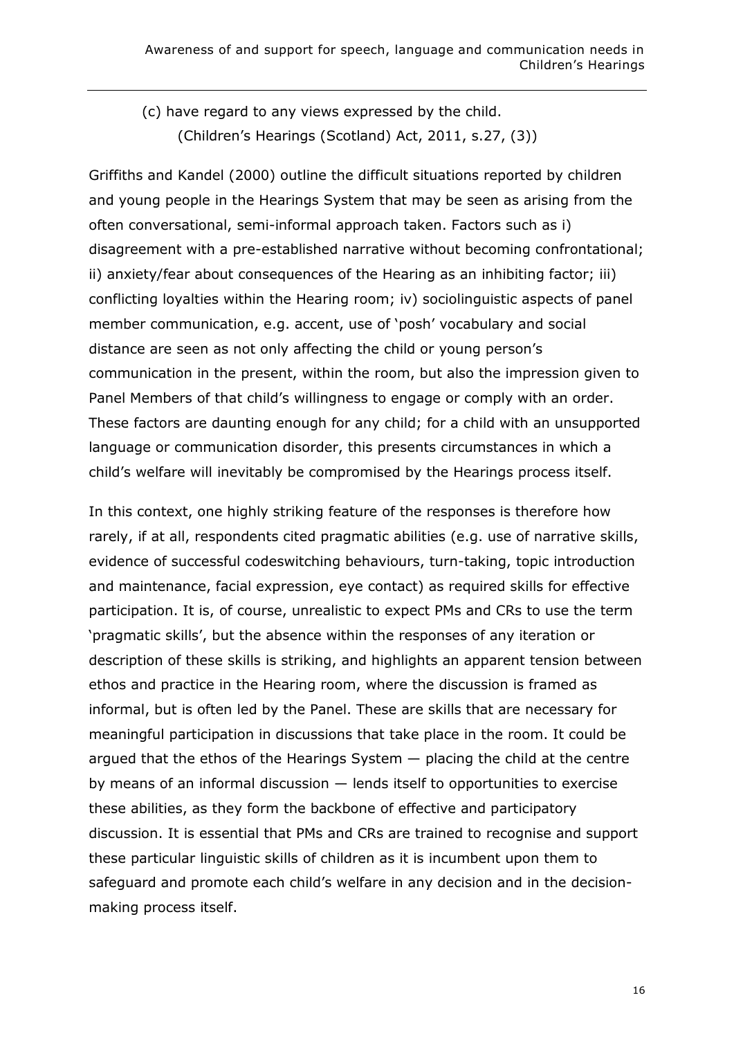(c) have regard to any views expressed by the child.
(Children's Hearings (Scotland) Act, 2011, s.27, (3))

Griffiths and Kandel (2000) outline the difficult situations reported by children and young people in the Hearings System that may be seen as arising from the often conversational, semi-informal approach taken. Factors such as i) disagreement with a pre-established narrative without becoming confrontational; ii) anxiety/fear about consequences of the Hearing as an inhibiting factor; iii) conflicting loyalties within the Hearing room; iv) sociolinguistic aspects of panel member communication, e.g. accent, use of 'posh' vocabulary and social distance are seen as not only affecting the child or young person's communication in the present, within the room, but also the impression given to Panel Members of that child's willingness to engage or comply with an order. These factors are daunting enough for any child; for a child with an unsupported language or communication disorder, this presents circumstances in which a child's welfare will inevitably be compromised by the Hearings process itself.

In this context, one highly striking feature of the responses is therefore how rarely, if at all, respondents cited pragmatic abilities (e.g. use of narrative skills, evidence of successful codeswitching behaviours, turn-taking, topic introduction and maintenance, facial expression, eye contact) as required skills for effective participation. It is, of course, unrealistic to expect PMs and CRs to use the term 'pragmatic skills', but the absence within the responses of any iteration or description of these skills is striking, and highlights an apparent tension between ethos and practice in the Hearing room, where the discussion is framed as informal, but is often led by the Panel. These are skills that are necessary for meaningful participation in discussions that take place in the room. It could be argued that the ethos of the Hearings System — placing the child at the centre by means of an informal discussion — lends itself to opportunities to exercise these abilities, as they form the backbone of effective and participatory discussion. It is essential that PMs and CRs are trained to recognise and support these particular linguistic skills of children as it is incumbent upon them to safeguard and promote each child's welfare in any decision and in the decision-making process itself.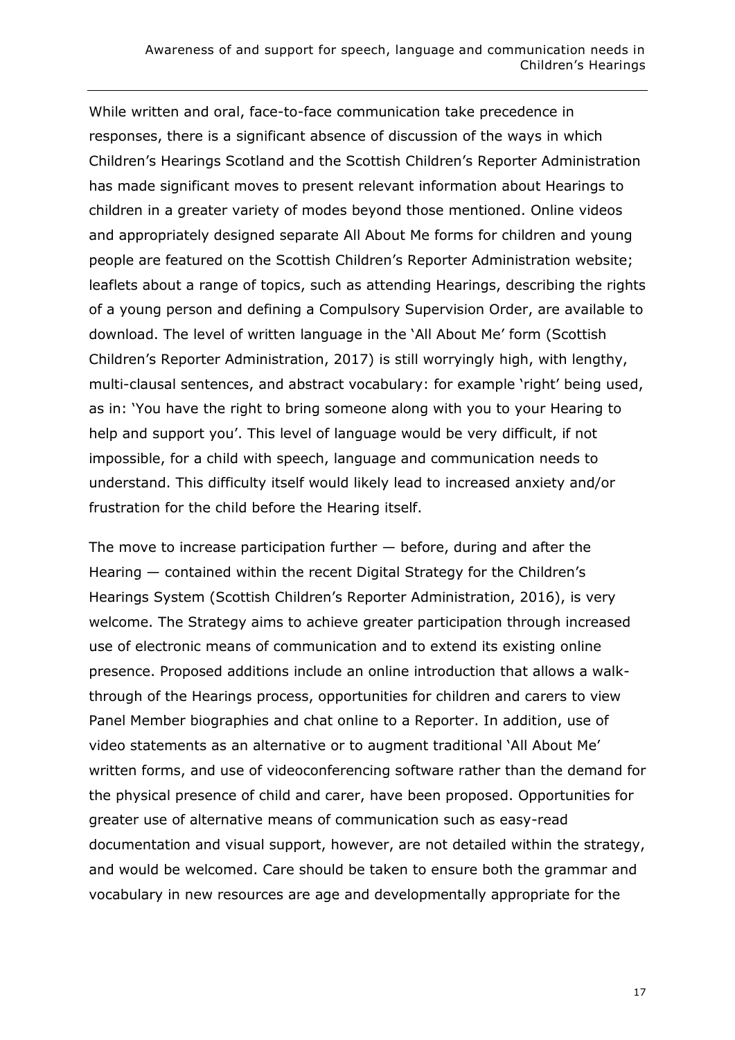While written and oral, face-to-face communication take precedence in responses, there is a significant absence of discussion of the ways in which Children's Hearings Scotland and the Scottish Children's Reporter Administration has made significant moves to present relevant information about Hearings to children in a greater variety of modes beyond those mentioned. Online videos and appropriately designed separate All About Me forms for children and young people are featured on the Scottish Children's Reporter Administration website; leaflets about a range of topics, such as attending Hearings, describing the rights of a young person and defining a Compulsory Supervision Order, are available to download. The level of written language in the 'All About Me' form (Scottish Children's Reporter Administration, 2017) is still worryingly high, with lengthy, multi-clausal sentences, and abstract vocabulary: for example 'right' being used, as in: 'You have the right to bring someone along with you to your Hearing to help and support you'. This level of language would be very difficult, if not impossible, for a child with speech, language and communication needs to understand. This difficulty itself would likely lead to increased anxiety and/or frustration for the child before the Hearing itself.

The move to increase participation further — before, during and after the Hearing — contained within the recent Digital Strategy for the Children's Hearings System (Scottish Children's Reporter Administration, 2016), is very welcome. The Strategy aims to achieve greater participation through increased use of electronic means of communication and to extend its existing online presence. Proposed additions include an online introduction that allows a walk-through of the Hearings process, opportunities for children and carers to view Panel Member biographies and chat online to a Reporter. In addition, use of video statements as an alternative or to augment traditional 'All About Me' written forms, and use of videoconferencing software rather than the demand for the physical presence of child and carer, have been proposed. Opportunities for greater use of alternative means of communication such as easy-read documentation and visual support, however, are not detailed within the strategy, and would be welcomed. Care should be taken to ensure both the grammar and vocabulary in new resources are age and developmentally appropriate for the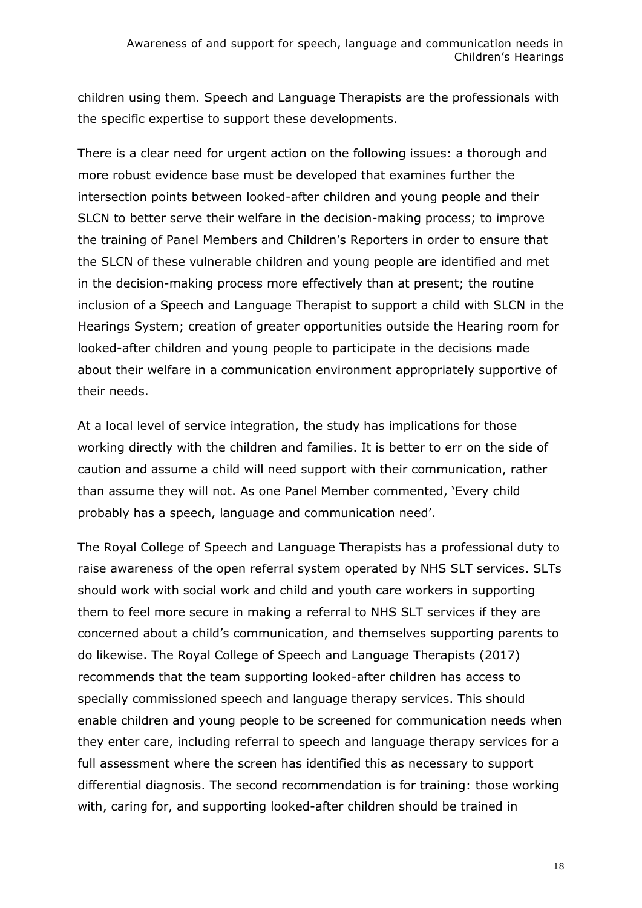children using them. Speech and Language Therapists are the professionals with the specific expertise to support these developments.

There is a clear need for urgent action on the following issues: a thorough and more robust evidence base must be developed that examines further the intersection points between looked-after children and young people and their SLCN to better serve their welfare in the decision-making process; to improve the training of Panel Members and Children's Reporters in order to ensure that the SLCN of these vulnerable children and young people are identified and met in the decision-making process more effectively than at present; the routine inclusion of a Speech and Language Therapist to support a child with SLCN in the Hearings System; creation of greater opportunities outside the Hearing room for looked-after children and young people to participate in the decisions made about their welfare in a communication environment appropriately supportive of their needs.

At a local level of service integration, the study has implications for those working directly with the children and families. It is better to err on the side of caution and assume a child will need support with their communication, rather than assume they will not. As one Panel Member commented, 'Every child probably has a speech, language and communication need'.

The Royal College of Speech and Language Therapists has a professional duty to raise awareness of the open referral system operated by NHS SLT services. SLTs should work with social work and child and youth care workers in supporting them to feel more secure in making a referral to NHS SLT services if they are concerned about a child's communication, and themselves supporting parents to do likewise. The Royal College of Speech and Language Therapists (2017) recommends that the team supporting looked-after children has access to specially commissioned speech and language therapy services. This should enable children and young people to be screened for communication needs when they enter care, including referral to speech and language therapy services for a full assessment where the screen has identified this as necessary to support differential diagnosis. The second recommendation is for training: those working with, caring for, and supporting looked-after children should be trained in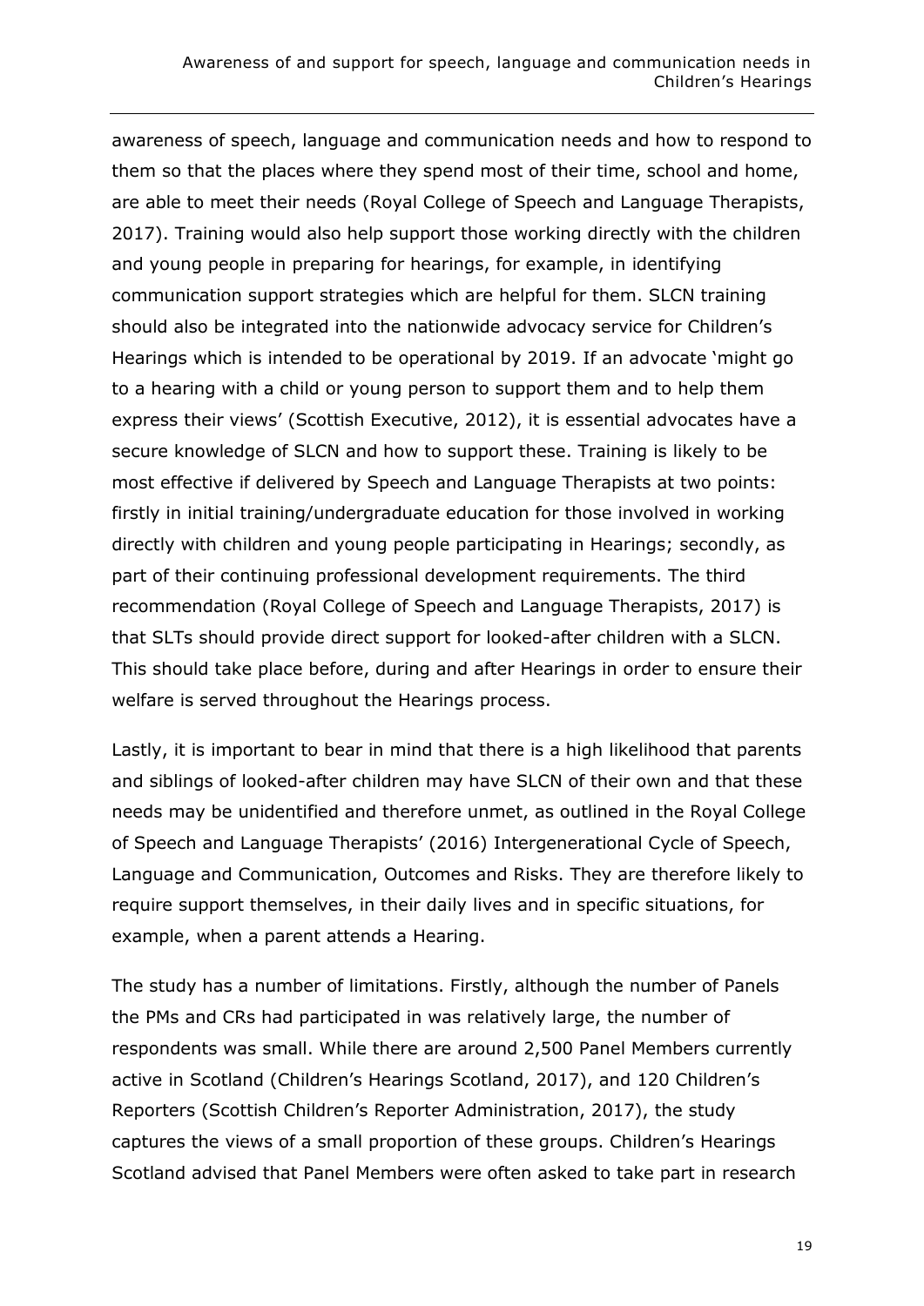awareness of speech, language and communication needs and how to respond to them so that the places where they spend most of their time, school and home, are able to meet their needs (Royal College of Speech and Language Therapists, 2017). Training would also help support those working directly with the children and young people in preparing for hearings, for example, in identifying communication support strategies which are helpful for them. SLCN training should also be integrated into the nationwide advocacy service for Children's Hearings which is intended to be operational by 2019. If an advocate 'might go to a hearing with a child or young person to support them and to help them express their views' (Scottish Executive, 2012), it is essential advocates have a secure knowledge of SLCN and how to support these. Training is likely to be most effective if delivered by Speech and Language Therapists at two points: firstly in initial training/undergraduate education for those involved in working directly with children and young people participating in Hearings; secondly, as part of their continuing professional development requirements. The third recommendation (Royal College of Speech and Language Therapists, 2017) is that SLTs should provide direct support for looked-after children with a SLCN. This should take place before, during and after Hearings in order to ensure their welfare is served throughout the Hearings process.

Lastly, it is important to bear in mind that there is a high likelihood that parents and siblings of looked-after children may have SLCN of their own and that these needs may be unidentified and therefore unmet, as outlined in the Royal College of Speech and Language Therapists' (2016) Intergenerational Cycle of Speech, Language and Communication, Outcomes and Risks. They are therefore likely to require support themselves, in their daily lives and in specific situations, for example, when a parent attends a Hearing.

The study has a number of limitations. Firstly, although the number of Panels the PMs and CRs had participated in was relatively large, the number of respondents was small. While there are around 2,500 Panel Members currently active in Scotland (Children's Hearings Scotland, 2017), and 120 Children's Reporters (Scottish Children's Reporter Administration, 2017), the study captures the views of a small proportion of these groups. Children's Hearings Scotland advised that Panel Members were often asked to take part in research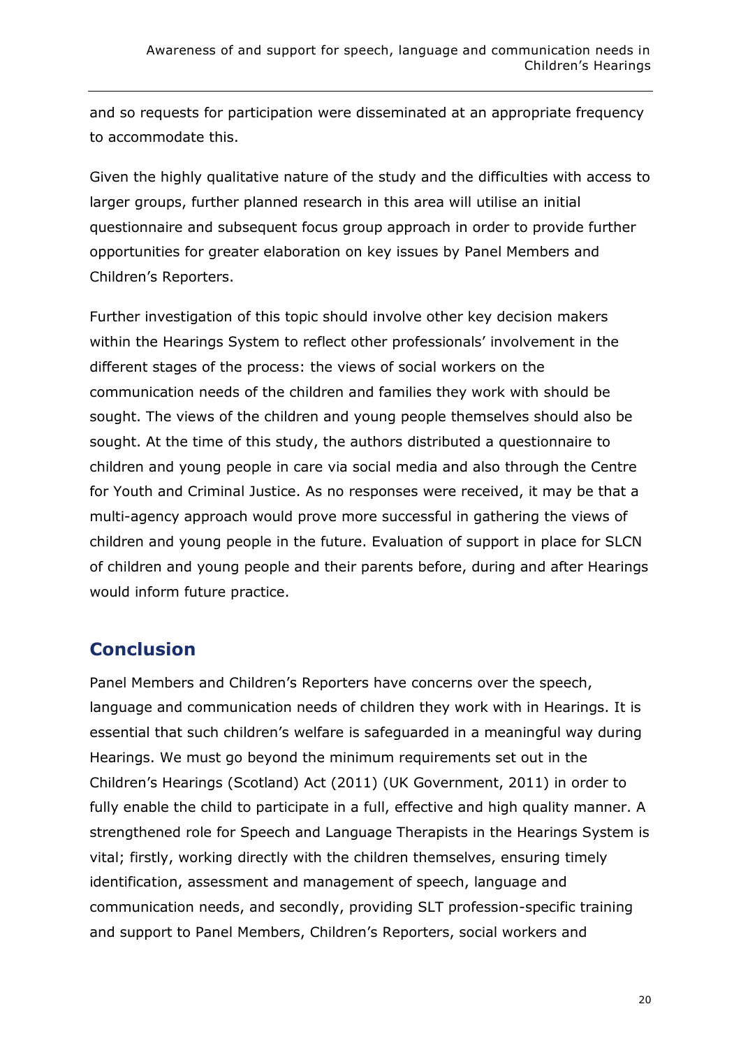and so requests for participation were disseminated at an appropriate frequency to accommodate this.

Given the highly qualitative nature of the study and the difficulties with access to larger groups, further planned research in this area will utilise an initial questionnaire and subsequent focus group approach in order to provide further opportunities for greater elaboration on key issues by Panel Members and Children's Reporters.

Further investigation of this topic should involve other key decision makers within the Hearings System to reflect other professionals' involvement in the different stages of the process: the views of social workers on the communication needs of the children and families they work with should be sought. The views of the children and young people themselves should also be sought. At the time of this study, the authors distributed a questionnaire to children and young people in care via social media and also through the Centre for Youth and Criminal Justice. As no responses were received, it may be that a multi-agency approach would prove more successful in gathering the views of children and young people in the future. Evaluation of support in place for SLCN of children and young people and their parents before, during and after Hearings would inform future practice.

## Conclusion

Panel Members and Children's Reporters have concerns over the speech, language and communication needs of children they work with in Hearings. It is essential that such children's welfare is safeguarded in a meaningful way during Hearings. We must go beyond the minimum requirements set out in the Children's Hearings (Scotland) Act (2011) (UK Government, 2011) in order to fully enable the child to participate in a full, effective and high quality manner. A strengthened role for Speech and Language Therapists in the Hearings System is vital; firstly, working directly with the children themselves, ensuring timely identification, assessment and management of speech, language and communication needs, and secondly, providing SLT profession-specific training and support to Panel Members, Children's Reporters, social workers and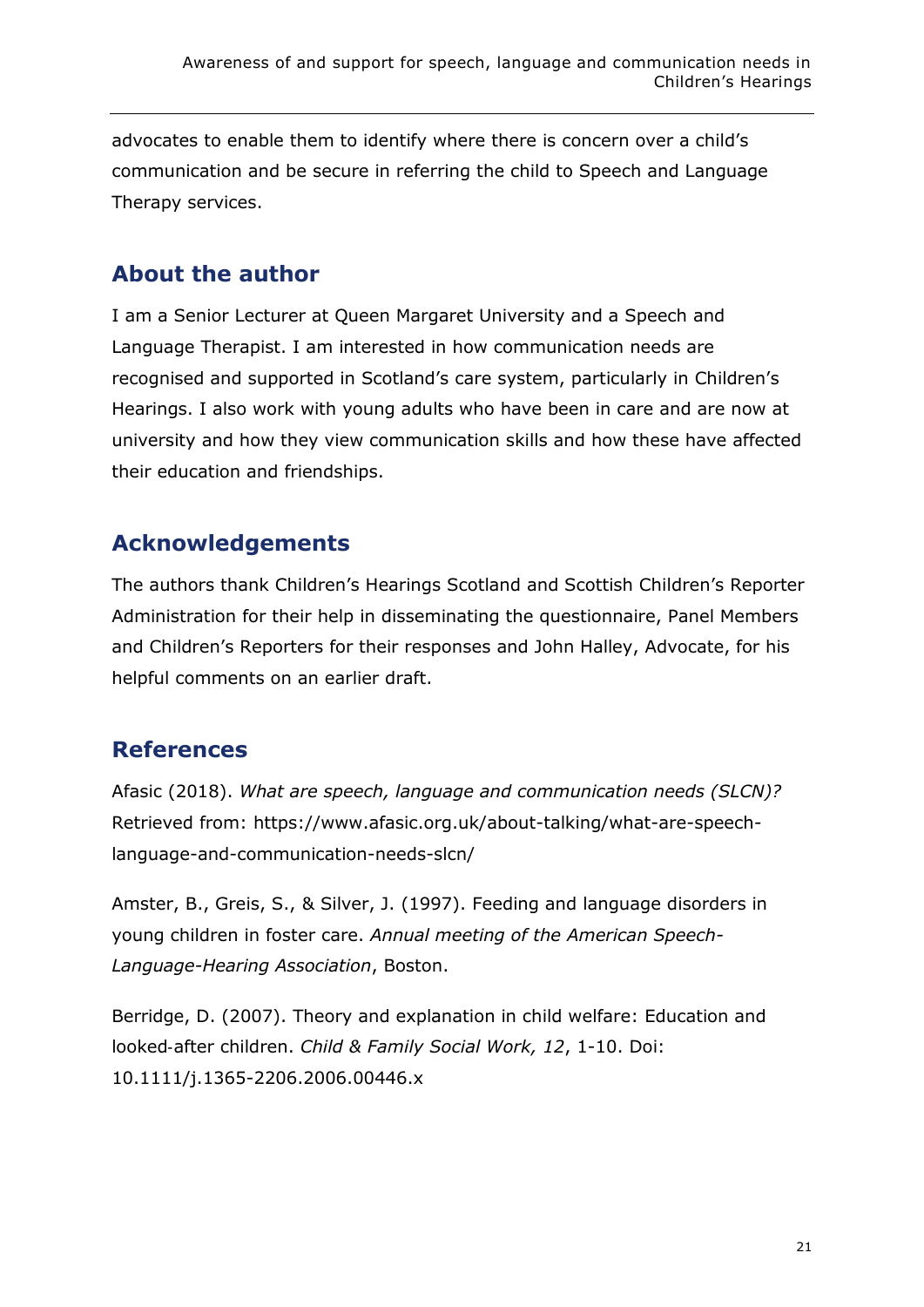advocates to enable them to identify where there is concern over a child's communication and be secure in referring the child to Speech and Language Therapy services.

## About the author

I am a Senior Lecturer at Queen Margaret University and a Speech and Language Therapist. I am interested in how communication needs are recognised and supported in Scotland's care system, particularly in Children's Hearings. I also work with young adults who have been in care and are now at university and how they view communication skills and how these have affected their education and friendships.

## Acknowledgements

The authors thank Children's Hearings Scotland and Scottish Children's Reporter Administration for their help in disseminating the questionnaire, Panel Members and Children's Reporters for their responses and John Halley, Advocate, for his helpful comments on an earlier draft.

## References

Afasic (2018). *What are speech, language and communication needs (SLCN)?* Retrieved from: https://www.afasic.org.uk/about-talking/what-are-speech-language-and-communication-needs-slcn/

Amster, B., Greis, S., & Silver, J. (1997). Feeding and language disorders in young children in foster care. *Annual meeting of the American Speech-Language-Hearing Association*, Boston.

Berridge, D. (2007). Theory and explanation in child welfare: Education and looked-after children. *Child & Family Social Work, 12*, 1-10. Doi: 10.1111/j.1365-2206.2006.00446.x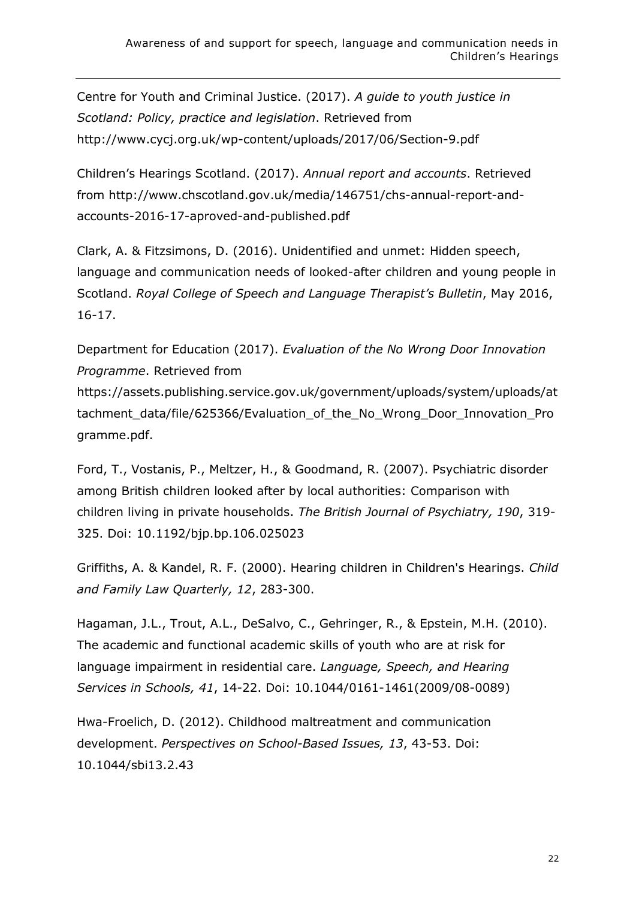Centre for Youth and Criminal Justice. (2017). *A guide to youth justice in Scotland: Policy, practice and legislation*. Retrieved from http://www.cycj.org.uk/wp-content/uploads/2017/06/Section-9.pdf

Children's Hearings Scotland. (2017). *Annual report and accounts*. Retrieved from http://www.chscotland.gov.uk/media/146751/chs-annual-report-and-accounts-2016-17-aproved-and-published.pdf

Clark, A. & Fitzsimons, D. (2016). Unidentified and unmet: Hidden speech, language and communication needs of looked-after children and young people in Scotland. *Royal College of Speech and Language Therapist's Bulletin*, May 2016, 16-17.

Department for Education (2017). *Evaluation of the No Wrong Door Innovation Programme*. Retrieved from https://assets.publishing.service.gov.uk/government/uploads/system/uploads/attachment_data/file/625366/Evaluation_of_the_No_Wrong_Door_Innovation_Programme.pdf.

Ford, T., Vostanis, P., Meltzer, H., & Goodmand, R. (2007). Psychiatric disorder among British children looked after by local authorities: Comparison with children living in private households. *The British Journal of Psychiatry, 190*, 319-325. Doi: 10.1192/bjp.bp.106.025023

Griffiths, A. & Kandel, R. F. (2000). Hearing children in Children's Hearings. *Child and Family Law Quarterly, 12*, 283-300.

Hagaman, J.L., Trout, A.L., DeSalvo, C., Gehringer, R., & Epstein, M.H. (2010). The academic and functional academic skills of youth who are at risk for language impairment in residential care. *Language, Speech, and Hearing Services in Schools, 41*, 14-22. Doi: 10.1044/0161-1461(2009/08-0089)

Hwa-Froelich, D. (2012). Childhood maltreatment and communication development. *Perspectives on School-Based Issues, 13*, 43-53. Doi: 10.1044/sbi13.2.43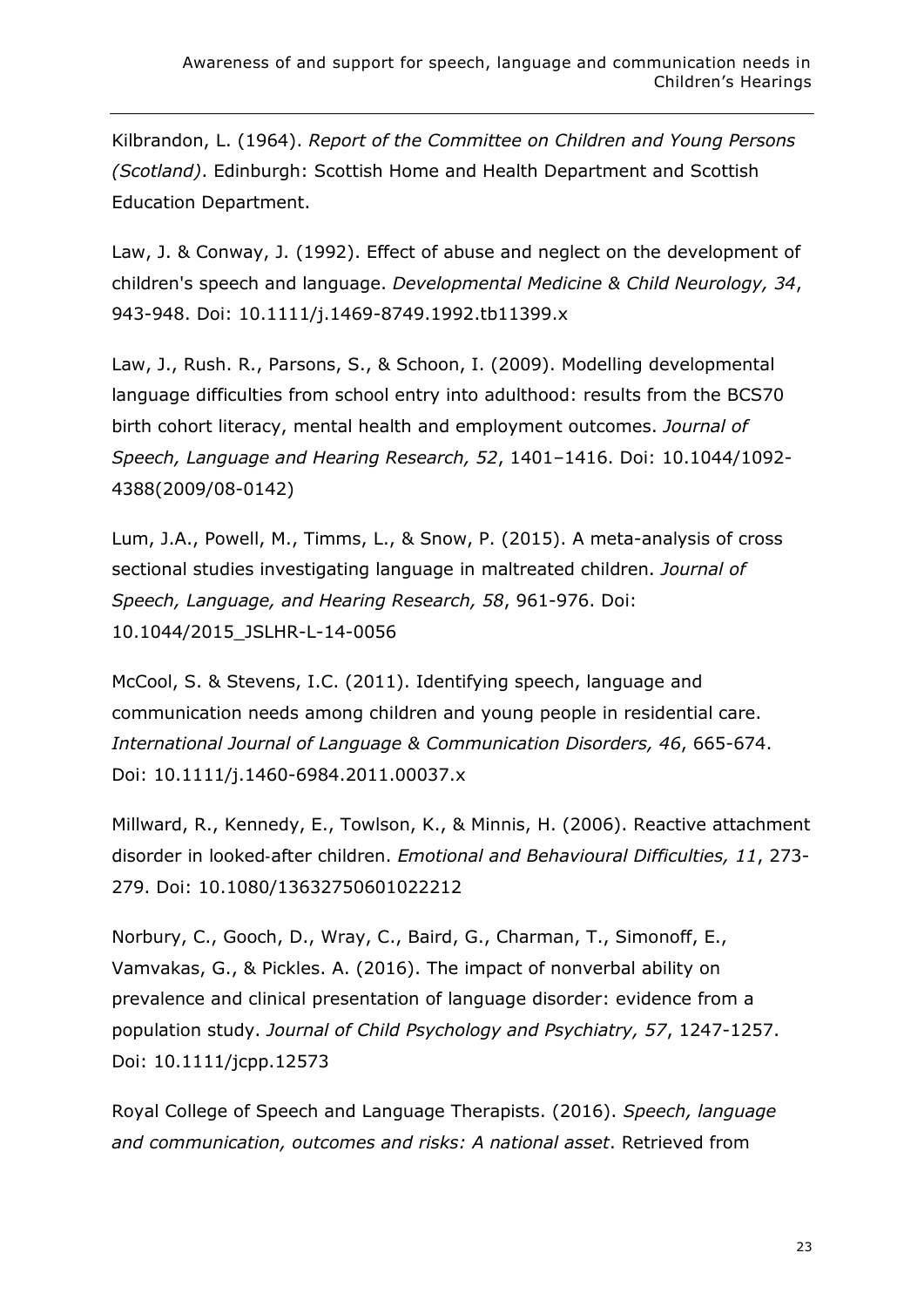Kilbrandon, L. (1964). *Report of the Committee on Children and Young Persons (Scotland)*. Edinburgh: Scottish Home and Health Department and Scottish Education Department.

Law, J. & Conway, J. (1992). Effect of abuse and neglect on the development of children's speech and language. *Developmental Medicine & Child Neurology, 34*, 943-948. Doi: 10.1111/j.1469-8749.1992.tb11399.x

Law, J., Rush. R., Parsons, S., & Schoon, I. (2009). Modelling developmental language difficulties from school entry into adulthood: results from the BCS70 birth cohort literacy, mental health and employment outcomes. *Journal of Speech, Language and Hearing Research, 52*, 1401–1416. Doi: 10.1044/1092-4388(2009/08-0142)

Lum, J.A., Powell, M., Timms, L., & Snow, P. (2015). A meta-analysis of cross sectional studies investigating language in maltreated children. *Journal of Speech, Language, and Hearing Research, 58*, 961-976. Doi: 10.1044/2015_JSLHR-L-14-0056

McCool, S. & Stevens, I.C. (2011). Identifying speech, language and communication needs among children and young people in residential care. *International Journal of Language & Communication Disorders, 46*, 665-674. Doi: 10.1111/j.1460-6984.2011.00037.x

Millward, R., Kennedy, E., Towlson, K., & Minnis, H. (2006). Reactive attachment disorder in looked-after children. *Emotional and Behavioural Difficulties, 11*, 273-279. Doi: 10.1080/13632750601022212

Norbury, C., Gooch, D., Wray, C., Baird, G., Charman, T., Simonoff, E., Vamvakas, G., & Pickles. A. (2016). The impact of nonverbal ability on prevalence and clinical presentation of language disorder: evidence from a population study. *Journal of Child Psychology and Psychiatry, 57*, 1247-1257. Doi: 10.1111/jcpp.12573

Royal College of Speech and Language Therapists. (2016). *Speech, language and communication, outcomes and risks: A national asset*. Retrieved from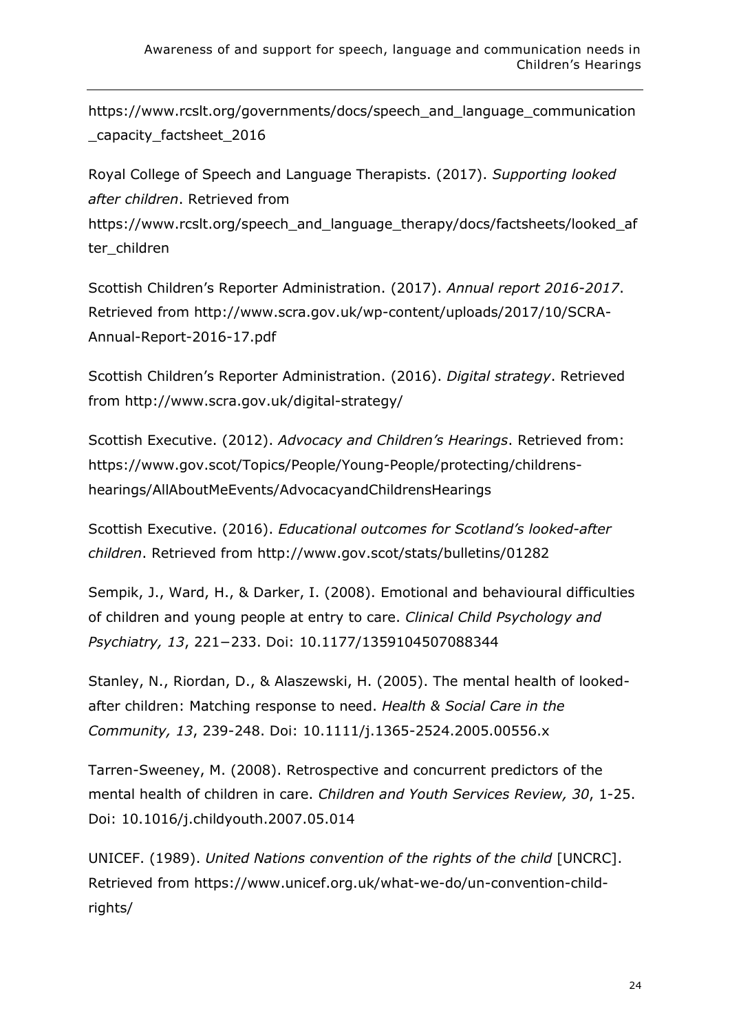https://www.rcslt.org/governments/docs/speech_and_language_communication_capacity_factsheet_2016

Royal College of Speech and Language Therapists. (2017). *Supporting looked after children*. Retrieved from https://www.rcslt.org/speech_and_language_therapy/docs/factsheets/looked_after_children

Scottish Children's Reporter Administration. (2017). *Annual report 2016-2017*. Retrieved from http://www.scra.gov.uk/wp-content/uploads/2017/10/SCRA-Annual-Report-2016-17.pdf

Scottish Children's Reporter Administration. (2016). *Digital strategy*. Retrieved from http://www.scra.gov.uk/digital-strategy/

Scottish Executive. (2012). *Advocacy and Children's Hearings*. Retrieved from: https://www.gov.scot/Topics/People/Young-People/protecting/childrens-hearings/AllAboutMeEvents/AdvocacyandChildrensHearings

Scottish Executive. (2016). *Educational outcomes for Scotland's looked-after children*. Retrieved from http://www.gov.scot/stats/bulletins/01282

Sempik, J., Ward, H., & Darker, I. (2008). Emotional and behavioural difficulties of children and young people at entry to care. *Clinical Child Psychology and Psychiatry, 13*, 221−233. Doi: 10.1177/1359104507088344

Stanley, N., Riordan, D., & Alaszewski, H. (2005). The mental health of looked-after children: Matching response to need. *Health & Social Care in the Community, 13*, 239-248. Doi: 10.1111/j.1365-2524.2005.00556.x

Tarren-Sweeney, M. (2008). Retrospective and concurrent predictors of the mental health of children in care. *Children and Youth Services Review, 30*, 1-25. Doi: 10.1016/j.childyouth.2007.05.014

UNICEF. (1989). *United Nations convention of the rights of the child* [UNCRC]. Retrieved from https://www.unicef.org.uk/what-we-do/un-convention-child-rights/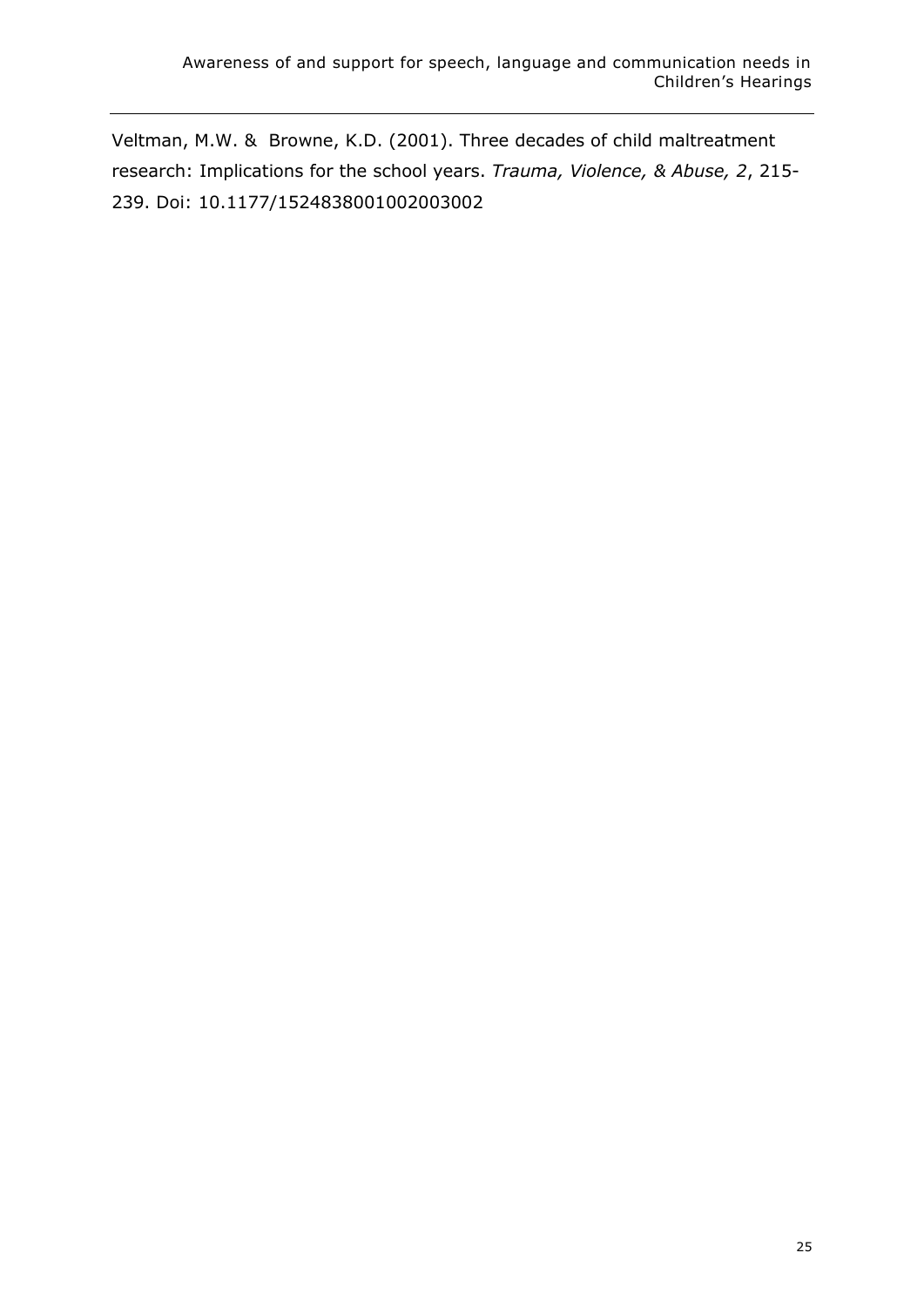Veltman, M.W. & Browne, K.D. (2001). Three decades of child maltreatment research: Implications for the school years. *Trauma, Violence, & Abuse, 2*, 215-239. Doi: 10.1177/1524838001002003002